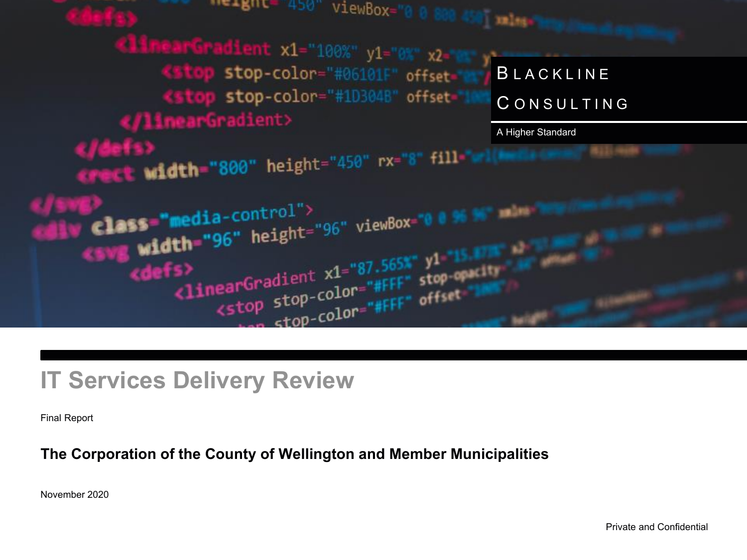BLACKLINE CONSULTING

A Higher Standard

# IT Services Delivery Review

Final Report

**The Corporation of the County of Wellington and Member Municipalities**

November 2020

Private and Confidential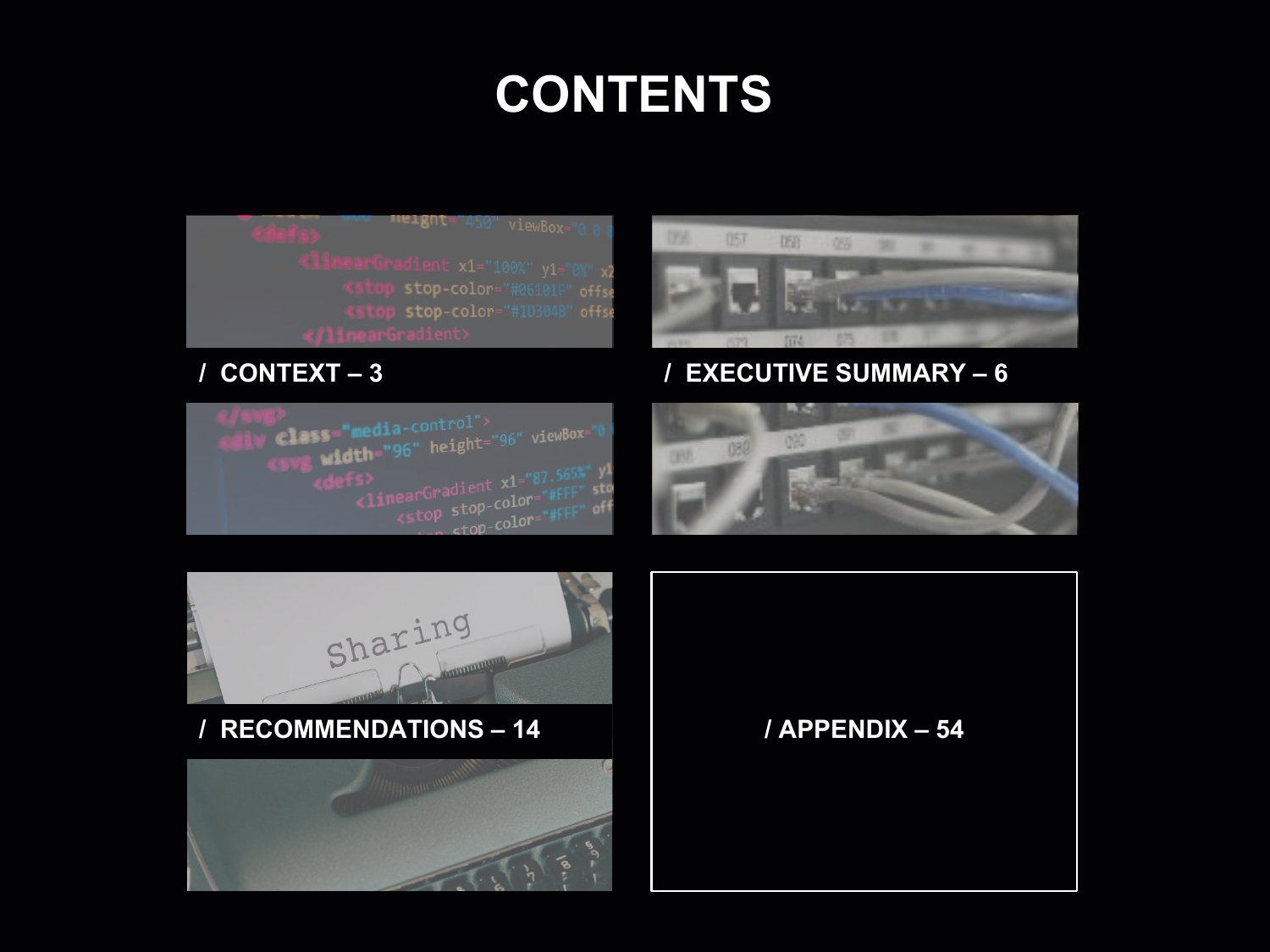# CONTENTS

/ CONTEXT – 3

/ EXECUTIVE SUMMARY – 6

/ RECOMMENDATIONS – 14

/ APPENDIX – 54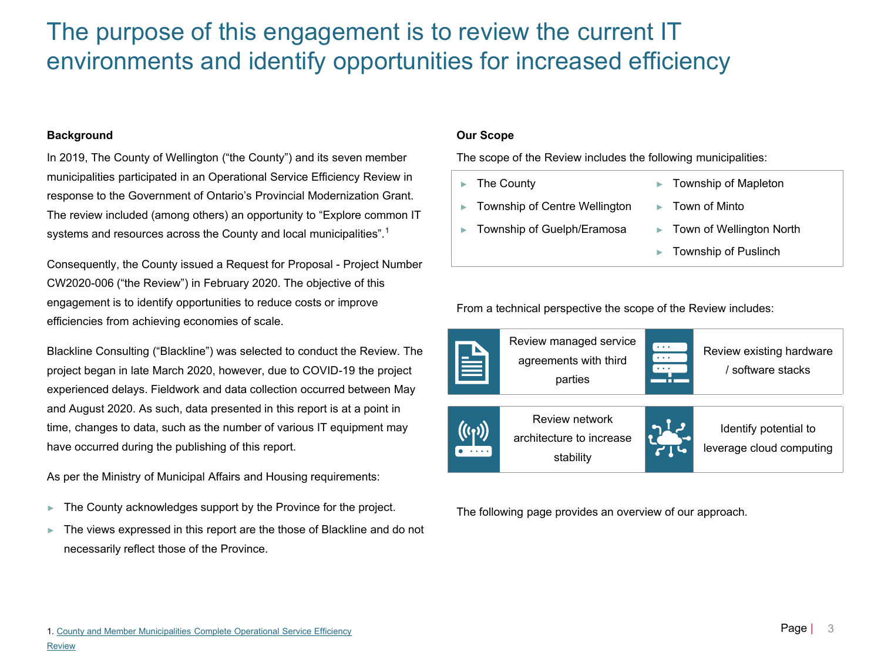# The purpose of this engagement is to review the current IT environments and identify opportunities for increased efficiency

**Background**

In 2019, The County of Wellington ("the County") and its seven member municipalities participated in an Operational Service Efficiency Review in response to the Government of Ontario's Provincial Modernization Grant. The review included (among others) an opportunity to "Explore common IT systems and resources across the County and local municipalities".[1]

Consequently, the County issued a Request for Proposal - Project Number CW2020-006 ("the Review") in February 2020. The objective of this engagement is to identify opportunities to reduce costs or improve efficiencies from achieving economies of scale.

Blackline Consulting ("Blackline") was selected to conduct the Review. The project began in late March 2020, however, due to COVID-19 the project experienced delays. Fieldwork and data collection occurred between May and August 2020. As such, data presented in this report is at a point in time, changes to data, such as the number of various IT equipment may have occurred during the publishing of this report.

As per the Ministry of Municipal Affairs and Housing requirements:

- The County acknowledges support by the Province for the project.
- The views expressed in this report are the those of Blackline and do not necessarily reflect those of the Province.

**Our Scope**

The scope of the Review includes the following municipalities:

- The County
- Township of Centre Wellington
- Township of Guelph/Eramosa
- Township of Mapleton
- Town of Minto
- Town of Wellington North
- Township of Puslinch

From a technical perspective the scope of the Review includes:

- Review managed service agreements with third parties
- Review existing hardware / software stacks
- Review network architecture to increase stability
- Identify potential to leverage cloud computing

The following page provides an overview of our approach.

1. County and Member Municipalities Complete Operational Service Efficiency Review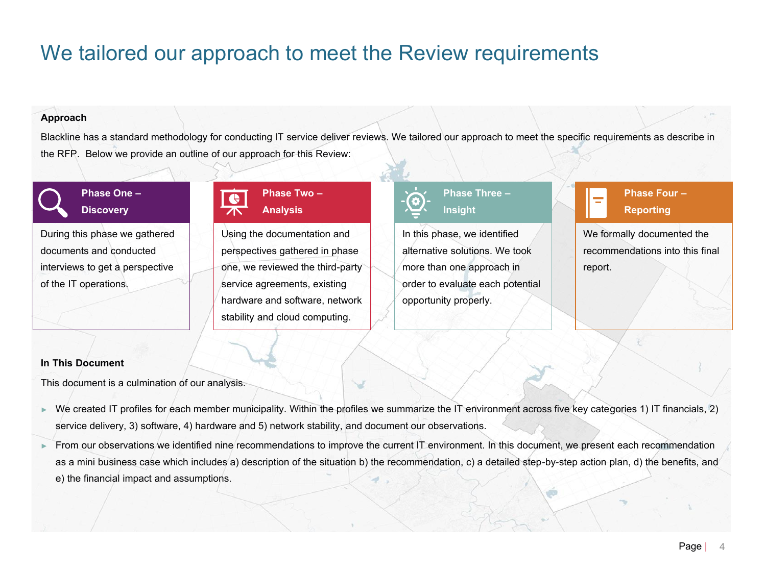# We tailored our approach to meet the Review requirements

**Approach**

Blackline has a standard methodology for conducting IT service deliver reviews. We tailored our approach to meet the specific requirements as describe in the RFP. Below we provide an outline of our approach for this Review:

**Phase One – Discovery**

During this phase we gathered documents and conducted interviews to get a perspective of the IT operations.

**Phase Two – Analysis**

Using the documentation and perspectives gathered in phase one, we reviewed the third-party service agreements, existing hardware and software, network stability and cloud computing.

**Phase Three – Insight**

In this phase, we identified alternative solutions. We took more than one approach in order to evaluate each potential opportunity properly.

**Phase Four – Reporting**

We formally documented the recommendations into this final report.

**In This Document**

This document is a culmination of our analysis.

- We created IT profiles for each member municipality. Within the profiles we summarize the IT environment across five key categories 1) IT financials, 2) service delivery, 3) software, 4) hardware and 5) network stability, and document our observations.
- From our observations we identified nine recommendations to improve the current IT environment. In this document, we present each recommendation as a mini business case which includes a) description of the situation b) the recommendation, c) a detailed step-by-step action plan, d) the benefits, and e) the financial impact and assumptions.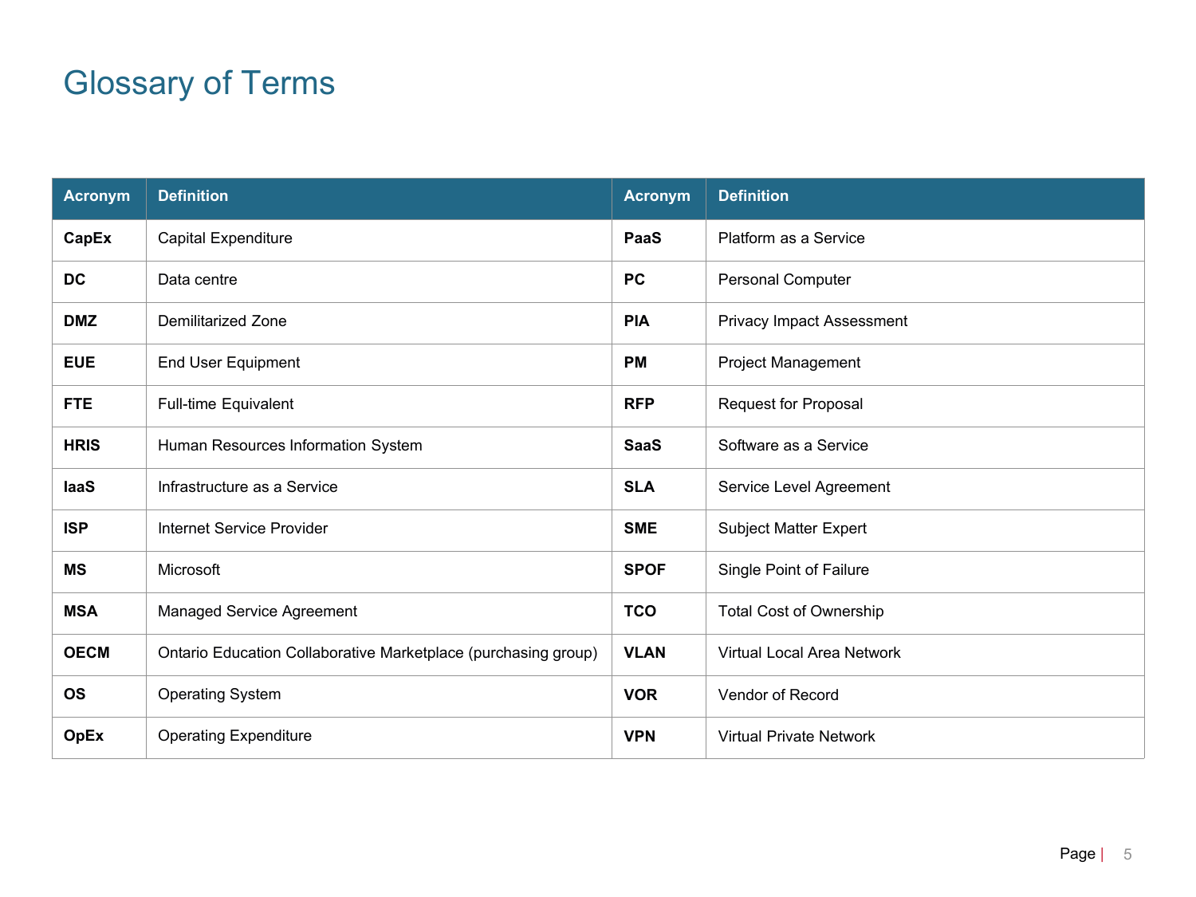# Glossary of Terms

| Acronym | Definition | Acronym | Definition |
|---|---|---|---|
| **CapEx** | Capital Expenditure | **PaaS** | Platform as a Service |
| **DC** | Data centre | **PC** | Personal Computer |
| **DMZ** | Demilitarized Zone | **PIA** | Privacy Impact Assessment |
| **EUE** | End User Equipment | **PM** | Project Management |
| **FTE** | Full-time Equivalent | **RFP** | Request for Proposal |
| **HRIS** | Human Resources Information System | **SaaS** | Software as a Service |
| **IaaS** | Infrastructure as a Service | **SLA** | Service Level Agreement |
| **ISP** | Internet Service Provider | **SME** | Subject Matter Expert |
| **MS** | Microsoft | **SPOF** | Single Point of Failure |
| **MSA** | Managed Service Agreement | **TCO** | Total Cost of Ownership |
| **OECM** | Ontario Education Collaborative Marketplace (purchasing group) | **VLAN** | Virtual Local Area Network |
| **OS** | Operating System | **VOR** | Vendor of Record |
| **OpEx** | Operating Expenditure | **VPN** | Virtual Private Network |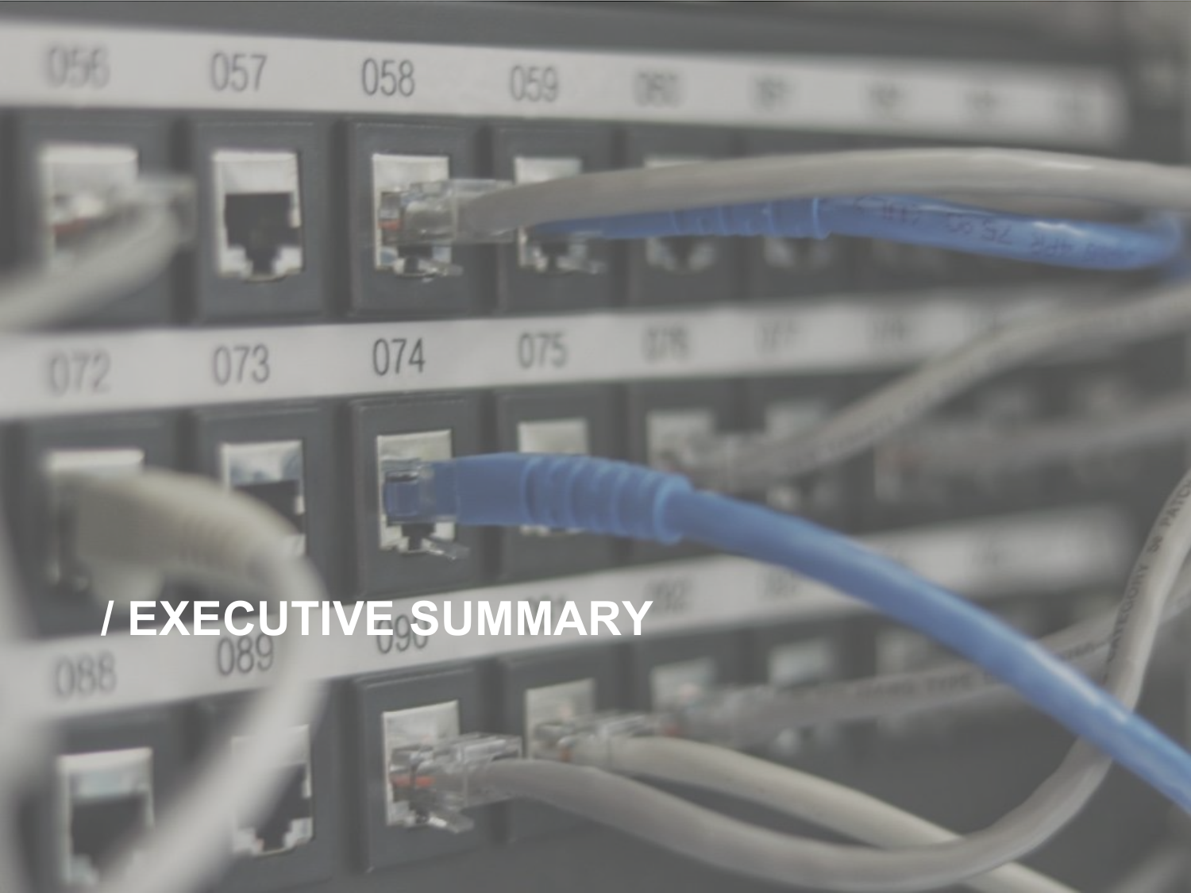# / EXECUTIVE SUMMARY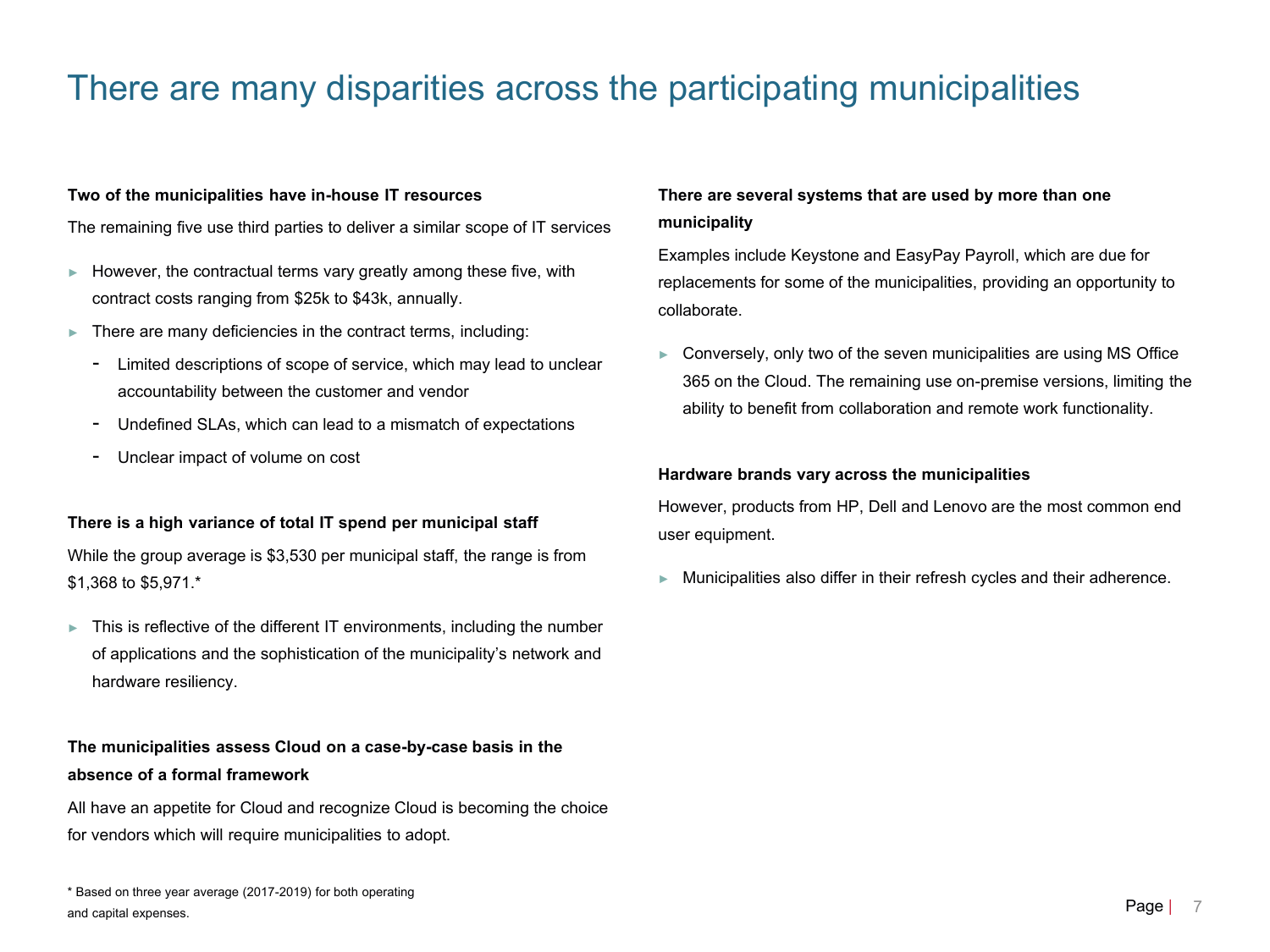# There are many disparities across the participating municipalities

**Two of the municipalities have in-house IT resources**

The remaining five use third parties to deliver a similar scope of IT services

- However, the contractual terms vary greatly among these five, with contract costs ranging from $25k to $43k, annually.
- There are many deficiencies in the contract terms, including:
  - Limited descriptions of scope of service, which may lead to unclear accountability between the customer and vendor
  - Undefined SLAs, which can lead to a mismatch of expectations
  - Unclear impact of volume on cost

**There is a high variance of total IT spend per municipal staff**

While the group average is $3,530 per municipal staff, the range is from $1,368 to $5,971.*

- This is reflective of the different IT environments, including the number of applications and the sophistication of the municipality's network and hardware resiliency.

**The municipalities assess Cloud on a case-by-case basis in the absence of a formal framework**

All have an appetite for Cloud and recognize Cloud is becoming the choice for vendors which will require municipalities to adopt.

**There are several systems that are used by more than one municipality**

Examples include Keystone and EasyPay Payroll, which are due for replacements for some of the municipalities, providing an opportunity to collaborate.

- Conversely, only two of the seven municipalities are using MS Office 365 on the Cloud. The remaining use on-premise versions, limiting the ability to benefit from collaboration and remote work functionality.

**Hardware brands vary across the municipalities**

However, products from HP, Dell and Lenovo are the most common end user equipment.

- Municipalities also differ in their refresh cycles and their adherence.

\* Based on three year average (2017-2019) for both operating and capital expenses.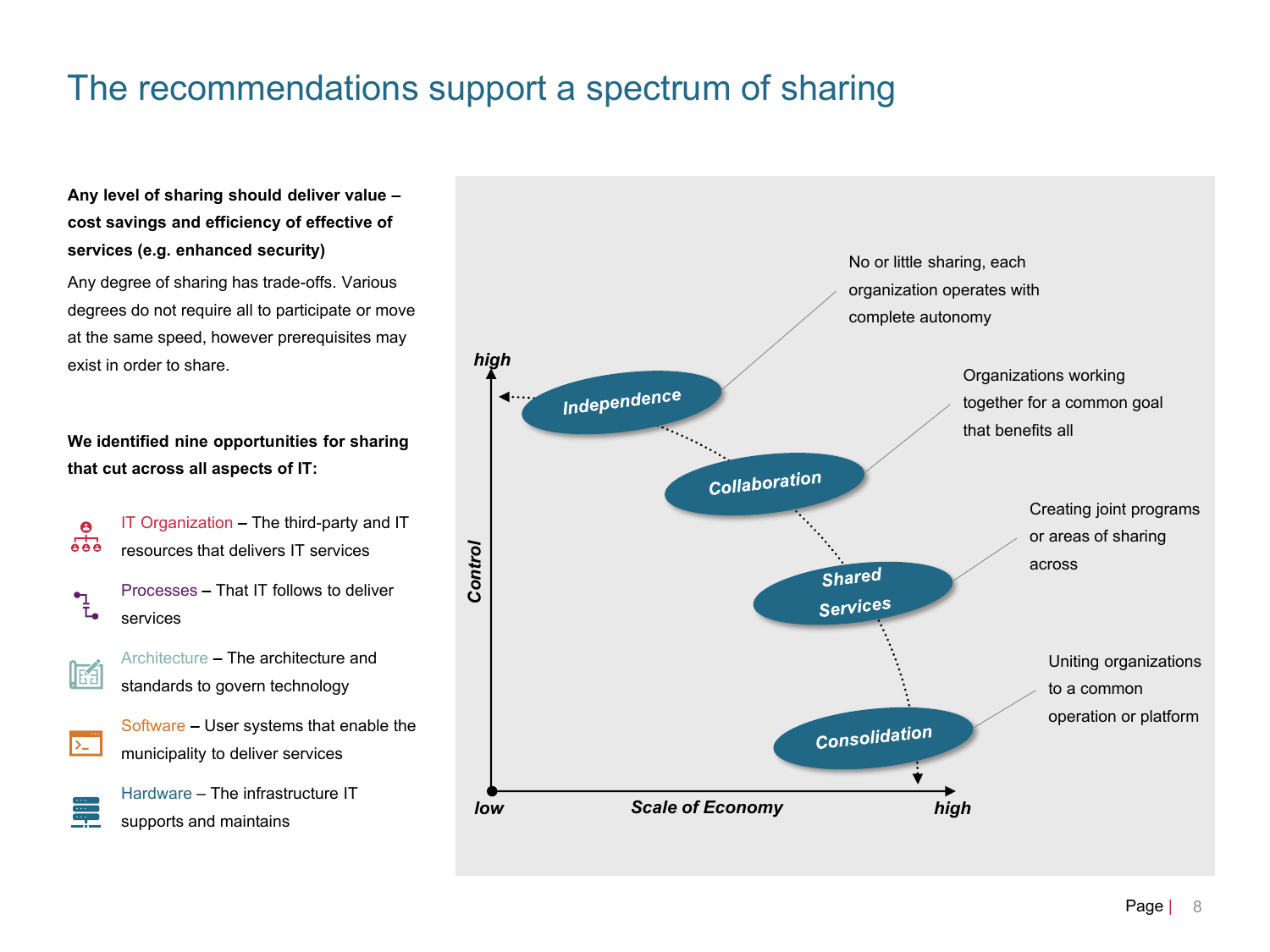# The recommendations support a spectrum of sharing

**Any level of sharing should deliver value – cost savings and efficiency of effective of services (e.g. enhanced security)**

Any degree of sharing has trade-offs. Various degrees do not require all to participate or move at the same speed, however prerequisites may exist in order to share.

**We identified nine opportunities for sharing that cut across all aspects of IT:**

- IT Organization – The third-party and IT resources that delivers IT services
- Processes – That IT follows to deliver services
- Architecture – The architecture and standards to govern technology
- Software – User systems that enable the municipality to deliver services
- Hardware – The infrastructure IT supports and maintains

Control (low to high) vs. Scale of Economy (low to high):

- **Independence** – No or little sharing, each organization operates with complete autonomy
- **Collaboration** – Organizations working together for a common goal that benefits all
- **Shared Services** – Creating joint programs or areas of sharing across
- **Consolidation** – Uniting organizations to a common operation or platform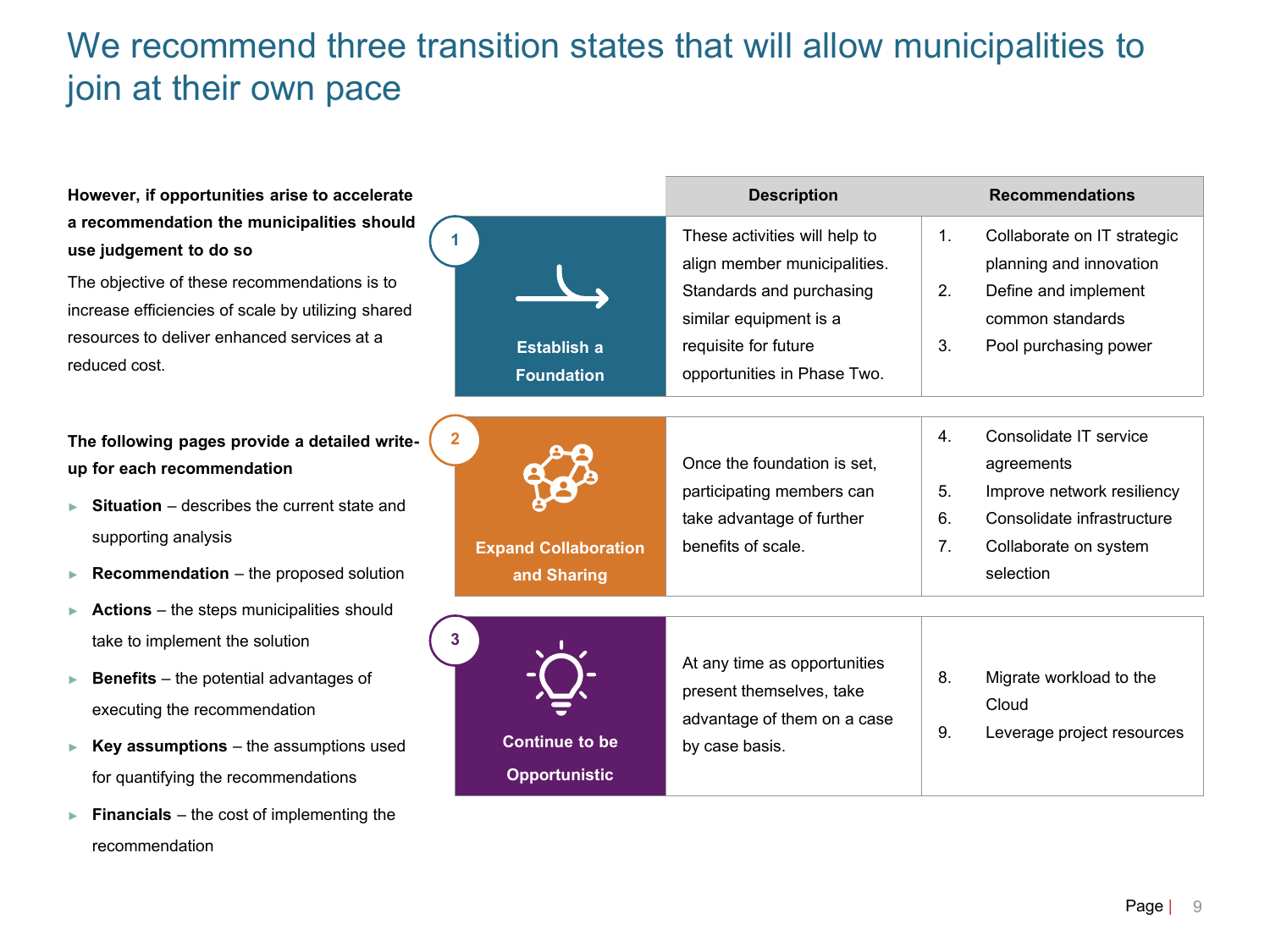# We recommend three transition states that will allow municipalities to join at their own pace

**However, if opportunities arise to accelerate a recommendation the municipalities should use judgement to do so**

The objective of these recommendations is to increase efficiencies of scale by utilizing shared resources to deliver enhanced services at a reduced cost.

**The following pages provide a detailed write-up for each recommendation**

- **Situation** – describes the current state and supporting analysis
- **Recommendation** – the proposed solution
- **Actions** – the steps municipalities should take to implement the solution
- **Benefits** – the potential advantages of executing the recommendation
- **Key assumptions** – the assumptions used for quantifying the recommendations
- **Financials** – the cost of implementing the recommendation

| | Description | Recommendations |
|---|---|---|
| 1 **Establish a Foundation** | These activities will help to align member municipalities. Standards and purchasing similar equipment is a requisite for future opportunities in Phase Two. | 1. Collaborate on IT strategic planning and innovation<br>2. Define and implement common standards<br>3. Pool purchasing power |
| 2 **Expand Collaboration and Sharing** | Once the foundation is set, participating members can take advantage of further benefits of scale. | 4. Consolidate IT service agreements<br>5. Improve network resiliency<br>6. Consolidate infrastructure<br>7. Collaborate on system selection |
| 3 **Continue to be Opportunistic** | At any time as opportunities present themselves, take advantage of them on a case by case basis. | 8. Migrate workload to the Cloud<br>9. Leverage project resources |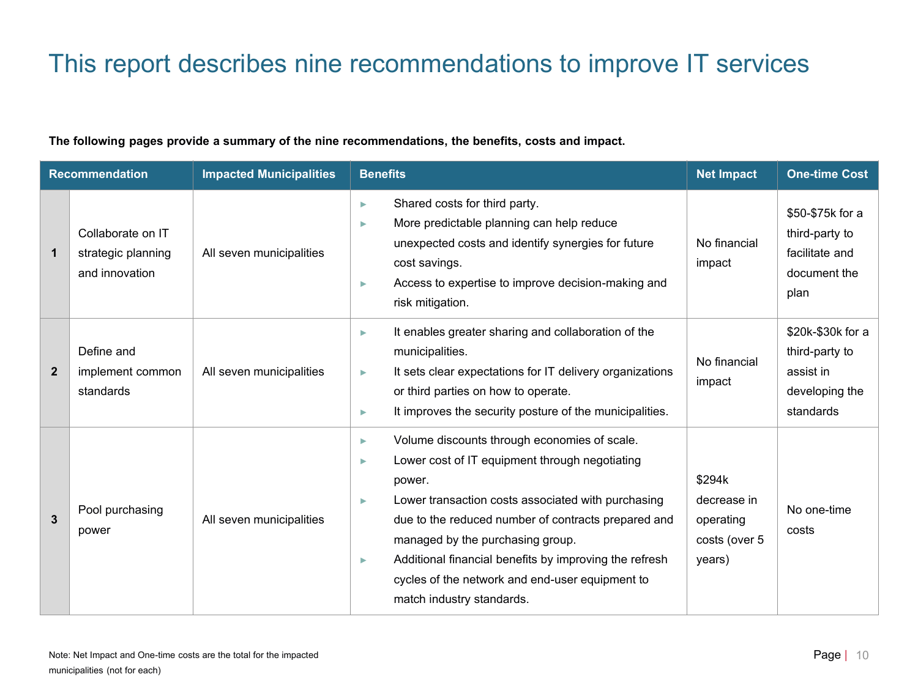# This report describes nine recommendations to improve IT services

**The following pages provide a summary of the nine recommendations, the benefits, costs and impact.**

| | Recommendation | Impacted Municipalities | Benefits | Net Impact | One-time Cost |
|---|---|---|---|---|---|
| **1** | Collaborate on IT strategic planning and innovation | All seven municipalities | ► Shared costs for third party.<br>► More predictable planning can help reduce unexpected costs and identify synergies for future cost savings.<br>► Access to expertise to improve decision-making and risk mitigation. | No financial impact | $50-$75k for a third-party to facilitate and document the plan |
| **2** | Define and implement common standards | All seven municipalities | ► It enables greater sharing and collaboration of the municipalities.<br>► It sets clear expectations for IT delivery organizations or third parties on how to operate.<br>► It improves the security posture of the municipalities. | No financial impact | $20k-$30k for a third-party to assist in developing the standards |
| **3** | Pool purchasing power | All seven municipalities | ► Volume discounts through economies of scale.<br>► Lower cost of IT equipment through negotiating power.<br>► Lower transaction costs associated with purchasing due to the reduced number of contracts prepared and managed by the purchasing group.<br>► Additional financial benefits by improving the refresh cycles of the network and end-user equipment to match industry standards. | $294k decrease in operating costs (over 5 years) | No one-time costs |

Note: Net Impact and One-time costs are the total for the impacted municipalities (not for each)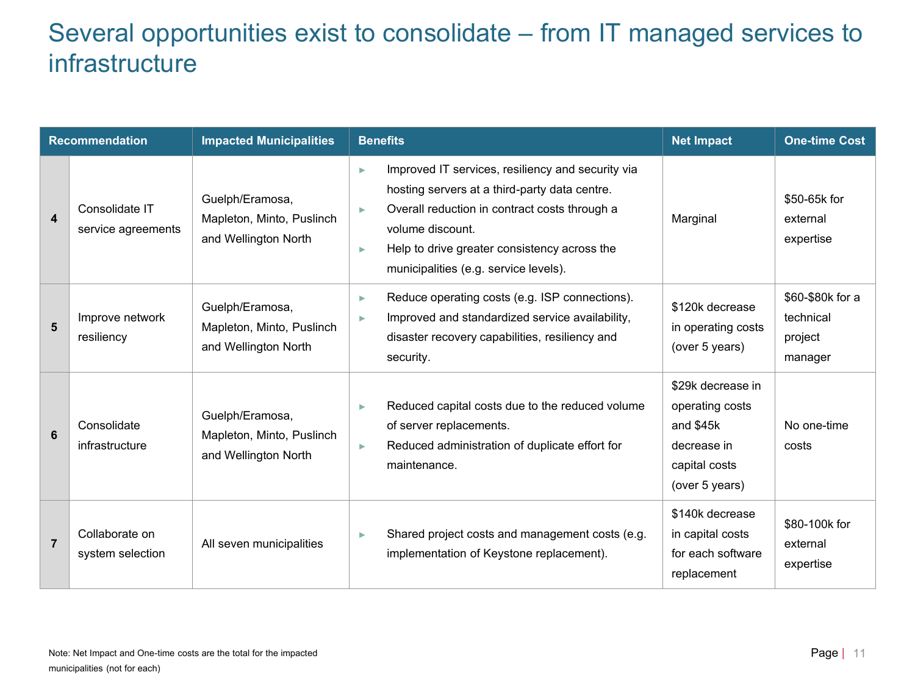# Several opportunities exist to consolidate – from IT managed services to infrastructure

| | Recommendation | Impacted Municipalities | Benefits | Net Impact | One-time Cost |
|---|---|---|---|---|---|
| **4** | Consolidate IT service agreements | Guelph/Eramosa, Mapleton, Minto, Puslinch and Wellington North | ► Improved IT services, resiliency and security via hosting servers at a third-party data centre.<br>► Overall reduction in contract costs through a volume discount.<br>► Help to drive greater consistency across the municipalities (e.g. service levels). | Marginal | $50-65k for external expertise |
| **5** | Improve network resiliency | Guelph/Eramosa, Mapleton, Minto, Puslinch and Wellington North | ► Reduce operating costs (e.g. ISP connections).<br>► Improved and standardized service availability, disaster recovery capabilities, resiliency and security. | $120k decrease in operating costs (over 5 years) | $60-$80k for a technical project manager |
| **6** | Consolidate infrastructure | Guelph/Eramosa, Mapleton, Minto, Puslinch and Wellington North | ► Reduced capital costs due to the reduced volume of server replacements.<br>► Reduced administration of duplicate effort for maintenance. | $29k decrease in operating costs and $45k decrease in capital costs (over 5 years) | No one-time costs |
| **7** | Collaborate on system selection | All seven municipalities | ► Shared project costs and management costs (e.g. implementation of Keystone replacement). | $140k decrease in capital costs for each software replacement | $80-100k for external expertise |

Note: Net Impact and One-time costs are the total for the impacted municipalities (not for each)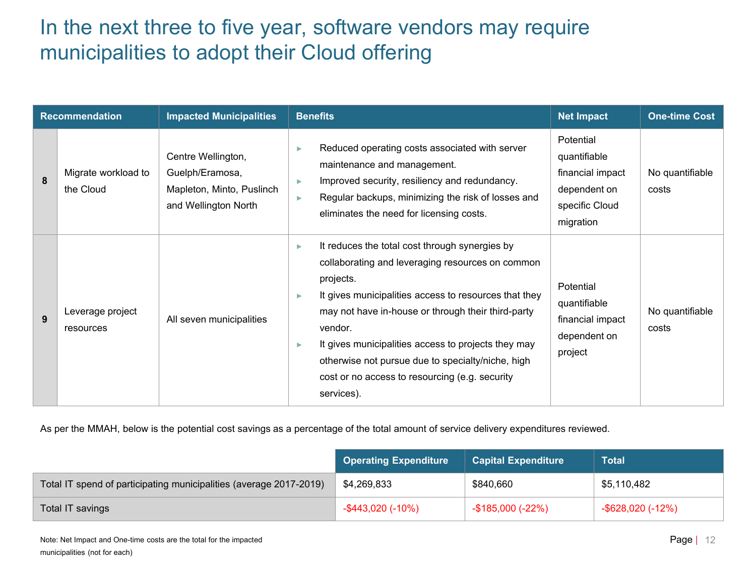# In the next three to five year, software vendors may require municipalities to adopt their Cloud offering

| Recommendation | | Impacted Municipalities | Benefits | Net Impact | One-time Cost |
|---|---|---|---|---|---|
| 8 | Migrate workload to the Cloud | Centre Wellington, Guelph/Eramosa, Mapleton, Minto, Puslinch and Wellington North | ► Reduced operating costs associated with server maintenance and management.<br>► Improved security, resiliency and redundancy.<br>► Regular backups, minimizing the risk of losses and eliminates the need for licensing costs. | Potential quantifiable financial impact dependent on specific Cloud migration | No quantifiable costs |
| 9 | Leverage project resources | All seven municipalities | ► It reduces the total cost through synergies by collaborating and leveraging resources on common projects.<br>► It gives municipalities access to resources that they may not have in-house or through their third-party vendor.<br>► It gives municipalities access to projects they may otherwise not pursue due to specialty/niche, high cost or no access to resourcing (e.g. security services). | Potential quantifiable financial impact dependent on project | No quantifiable costs |

As per the MMAH, below is the potential cost savings as a percentage of the total amount of service delivery expenditures reviewed.

| | Operating Expenditure | Capital Expenditure | Total |
|---|---|---|---|
| Total IT spend of participating municipalities (average 2017-2019) | $4,269,833 | $840,660 | $5,110,482 |
| Total IT savings | -$443,020 (-10%) | -$185,000 (-22%) | -$628,020 (-12%) |

Note: Net Impact and One-time costs are the total for the impacted municipalities (not for each)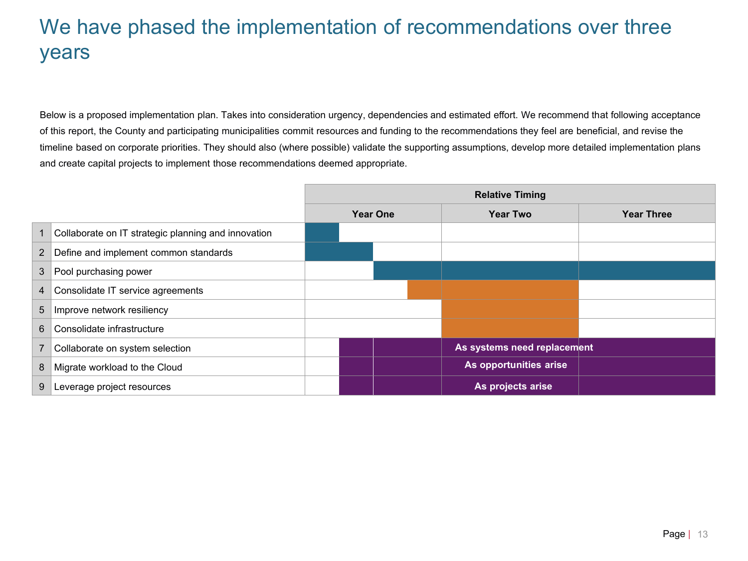# We have phased the implementation of recommendations over three years

Below is a proposed implementation plan. Takes into consideration urgency, dependencies and estimated effort. We recommend that following acceptance of this report, the County and participating municipalities commit resources and funding to the recommendations they feel are beneficial, and revise the timeline based on corporate priorities. They should also (where possible) validate the supporting assumptions, develop more detailed implementation plans and create capital projects to implement those recommendations deemed appropriate.

| # | Recommendation | Relative Timing: Year One | Relative Timing: Year Two | Relative Timing: Year Three |
|---|---|---|---|---|
| 1 | Collaborate on IT strategic planning and innovation | ■ (early) | | |
| 2 | Define and implement common standards | ■ (first half) | | |
| 3 | Pool purchasing power | ■ (second half) | ■ | ■ |
| 4 | Consolidate IT service agreements | ■ (late) | ■ | |
| 5 | Improve network resiliency | | ■ | |
| 6 | Consolidate infrastructure | | ■ | |
| 7 | Collaborate on system selection | ■ (from early) | As systems need replacement | ■ |
| 8 | Migrate workload to the Cloud | ■ (from early) | As opportunities arise | ■ |
| 9 | Leverage project resources | ■ (from early) | As projects arise | ■ |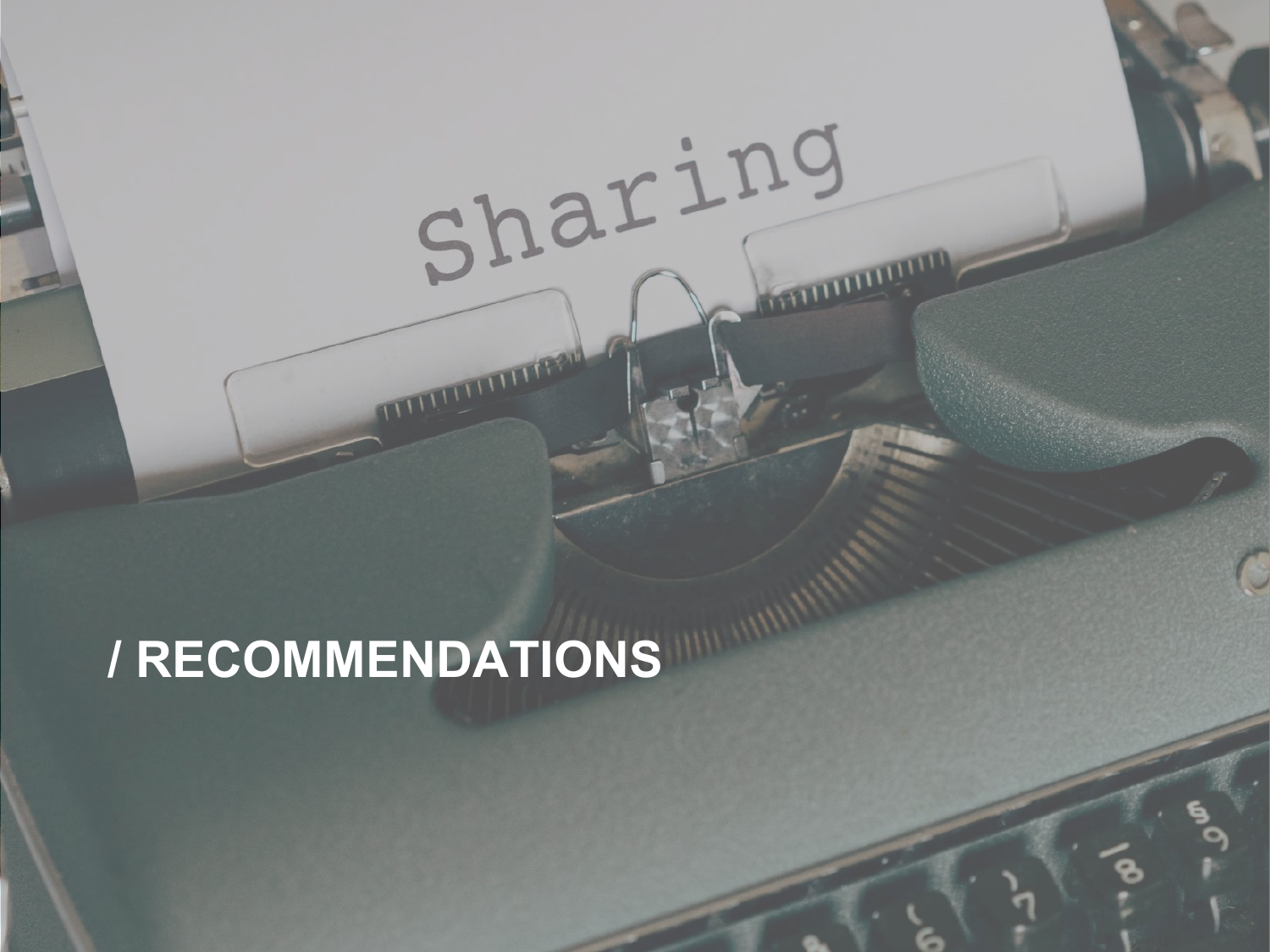# / RECOMMENDATIONS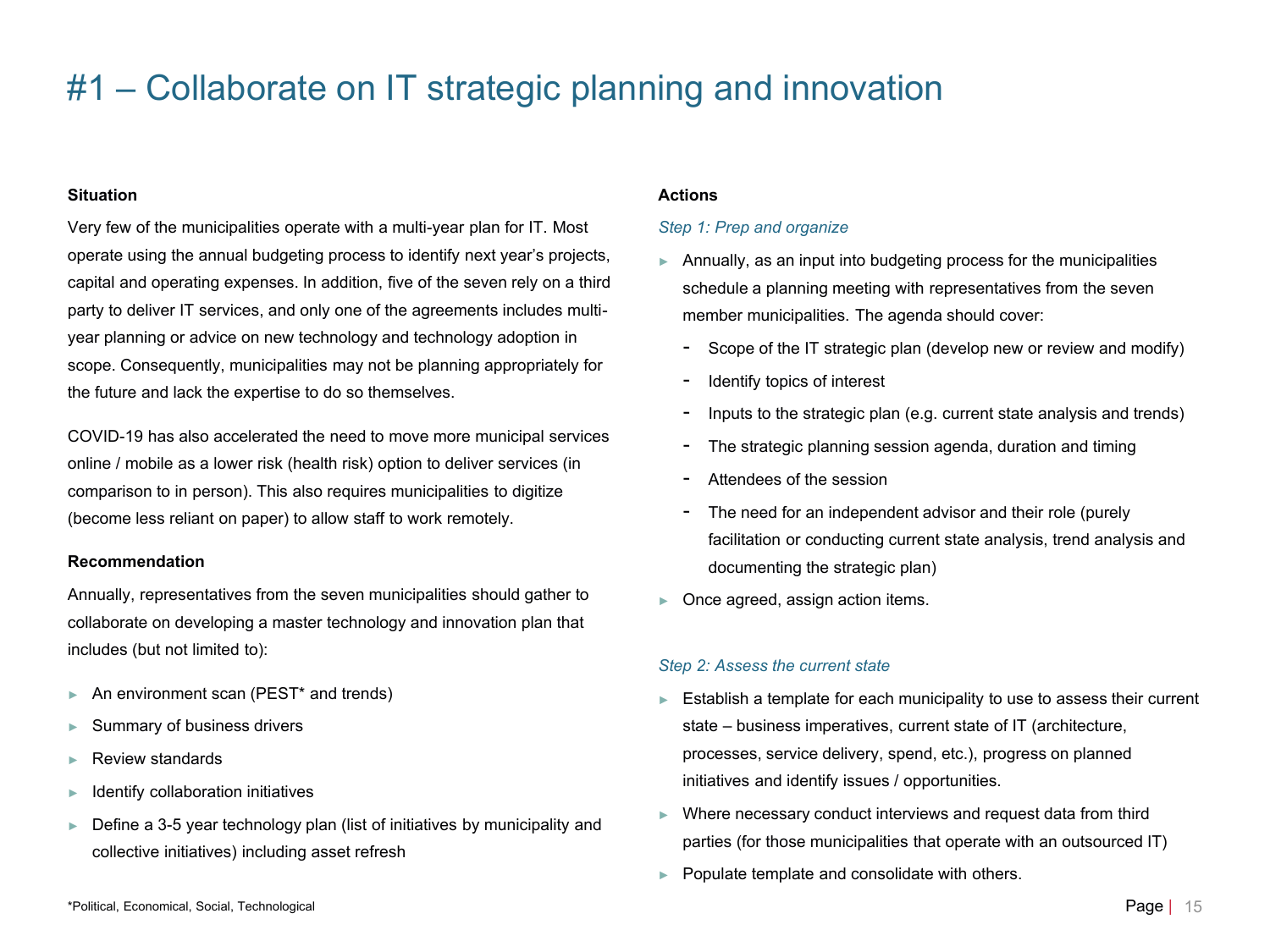# #1 – Collaborate on IT strategic planning and innovation

**Situation**

Very few of the municipalities operate with a multi-year plan for IT. Most operate using the annual budgeting process to identify next year's projects, capital and operating expenses. In addition, five of the seven rely on a third party to deliver IT services, and only one of the agreements includes multi-year planning or advice on new technology and technology adoption in scope. Consequently, municipalities may not be planning appropriately for the future and lack the expertise to do so themselves.

COVID-19 has also accelerated the need to move more municipal services online / mobile as a lower risk (health risk) option to deliver services (in comparison to in person). This also requires municipalities to digitize (become less reliant on paper) to allow staff to work remotely.

**Recommendation**

Annually, representatives from the seven municipalities should gather to collaborate on developing a master technology and innovation plan that includes (but not limited to):

- An environment scan (PEST* and trends)
- Summary of business drivers
- Review standards
- Identify collaboration initiatives
- Define a 3-5 year technology plan (list of initiatives by municipality and collective initiatives) including asset refresh

*Political, Economical, Social, Technological

**Actions**

*Step 1: Prep and organize*

- Annually, as an input into budgeting process for the municipalities schedule a planning meeting with representatives from the seven member municipalities. The agenda should cover:
  - Scope of the IT strategic plan (develop new or review and modify)
  - Identify topics of interest
  - Inputs to the strategic plan (e.g. current state analysis and trends)
  - The strategic planning session agenda, duration and timing
  - Attendees of the session
  - The need for an independent advisor and their role (purely facilitation or conducting current state analysis, trend analysis and documenting the strategic plan)
- Once agreed, assign action items.

*Step 2: Assess the current state*

- Establish a template for each municipality to use to assess their current state – business imperatives, current state of IT (architecture, processes, service delivery, spend, etc.), progress on planned initiatives and identify issues / opportunities.
- Where necessary conduct interviews and request data from third parties (for those municipalities that operate with an outsourced IT)
- Populate template and consolidate with others.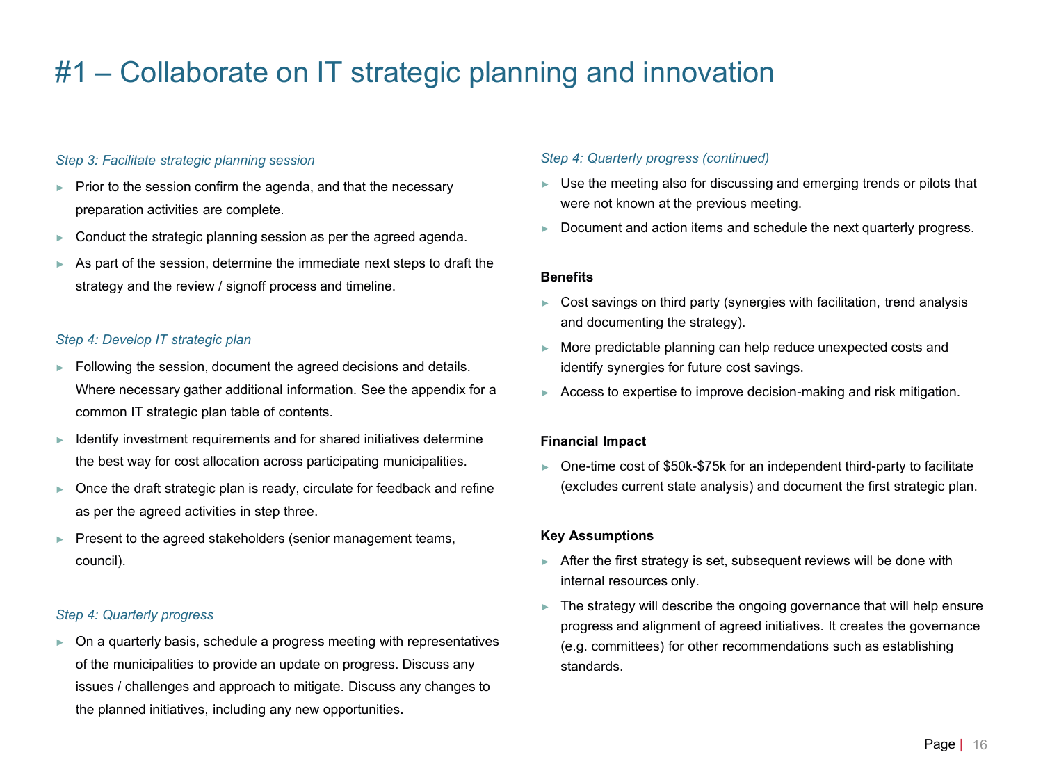# #1 – Collaborate on IT strategic planning and innovation

*Step 3: Facilitate strategic planning session*

- Prior to the session confirm the agenda, and that the necessary preparation activities are complete.
- Conduct the strategic planning session as per the agreed agenda.
- As part of the session, determine the immediate next steps to draft the strategy and the review / signoff process and timeline.

*Step 4: Develop IT strategic plan*

- Following the session, document the agreed decisions and details. Where necessary gather additional information. See the appendix for a common IT strategic plan table of contents.
- Identify investment requirements and for shared initiatives determine the best way for cost allocation across participating municipalities.
- Once the draft strategic plan is ready, circulate for feedback and refine as per the agreed activities in step three.
- Present to the agreed stakeholders (senior management teams, council).

*Step 4: Quarterly progress*

- On a quarterly basis, schedule a progress meeting with representatives of the municipalities to provide an update on progress. Discuss any issues / challenges and approach to mitigate. Discuss any changes to the planned initiatives, including any new opportunities.

*Step 4: Quarterly progress (continued)*

- Use the meeting also for discussing and emerging trends or pilots that were not known at the previous meeting.
- Document and action items and schedule the next quarterly progress.

**Benefits**

- Cost savings on third party (synergies with facilitation, trend analysis and documenting the strategy).
- More predictable planning can help reduce unexpected costs and identify synergies for future cost savings.
- Access to expertise to improve decision-making and risk mitigation.

**Financial Impact**

- One-time cost of $50k-$75k for an independent third-party to facilitate (excludes current state analysis) and document the first strategic plan.

**Key Assumptions**

- After the first strategy is set, subsequent reviews will be done with internal resources only.
- The strategy will describe the ongoing governance that will help ensure progress and alignment of agreed initiatives. It creates the governance (e.g. committees) for other recommendations such as establishing standards.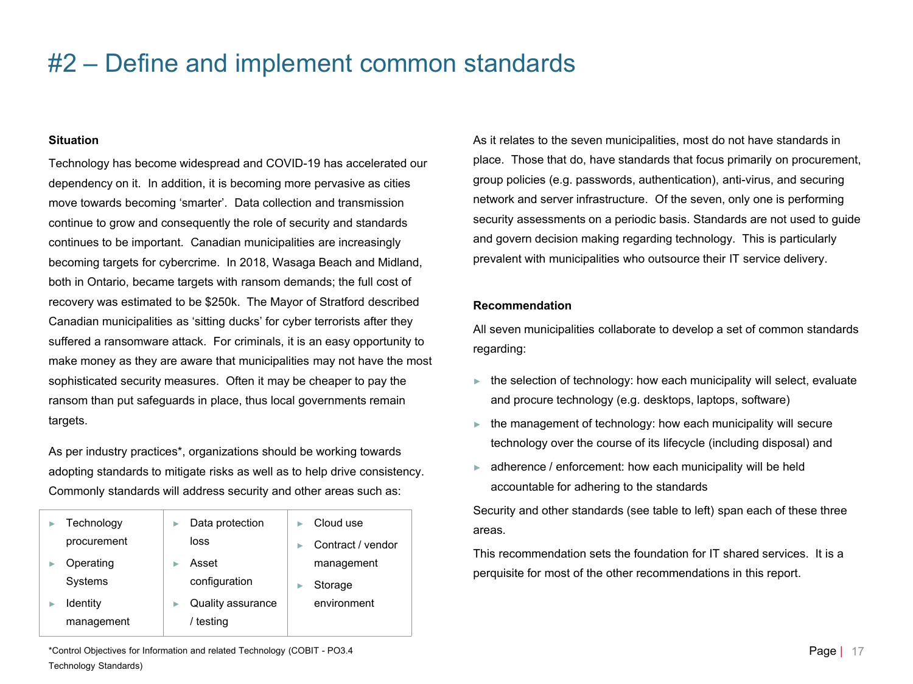# #2 – Define and implement common standards

**Situation**

Technology has become widespread and COVID-19 has accelerated our dependency on it. In addition, it is becoming more pervasive as cities move towards becoming 'smarter'. Data collection and transmission continue to grow and consequently the role of security and standards continues to be important. Canadian municipalities are increasingly becoming targets for cybercrime. In 2018, Wasaga Beach and Midland, both in Ontario, became targets with ransom demands; the full cost of recovery was estimated to be $250k. The Mayor of Stratford described Canadian municipalities as 'sitting ducks' for cyber terrorists after they suffered a ransomware attack. For criminals, it is an easy opportunity to make money as they are aware that municipalities may not have the most sophisticated security measures. Often it may be cheaper to pay the ransom than put safeguards in place, thus local governments remain targets.

As per industry practices*, organizations should be working towards adopting standards to mitigate risks as well as to help drive consistency. Commonly standards will address security and other areas such as:

| | | |
|---|---|---|
| ► Technology procurement<br>► Operating Systems<br>► Identity management | ► Data protection loss<br>► Asset configuration<br>► Quality assurance / testing | ► Cloud use<br>► Contract / vendor management<br>► Storage environment |

*Control Objectives for Information and related Technology (COBIT - PO3.4 Technology Standards)

As it relates to the seven municipalities, most do not have standards in place. Those that do, have standards that focus primarily on procurement, group policies (e.g. passwords, authentication), anti-virus, and securing network and server infrastructure. Of the seven, only one is performing security assessments on a periodic basis. Standards are not used to guide and govern decision making regarding technology. This is particularly prevalent with municipalities who outsource their IT service delivery.

**Recommendation**

All seven municipalities collaborate to develop a set of common standards regarding:

- the selection of technology: how each municipality will select, evaluate and procure technology (e.g. desktops, laptops, software)
- the management of technology: how each municipality will secure technology over the course of its lifecycle (including disposal) and
- adherence / enforcement: how each municipality will be held accountable for adhering to the standards

Security and other standards (see table to left) span each of these three areas.

This recommendation sets the foundation for IT shared services. It is a perquisite for most of the other recommendations in this report.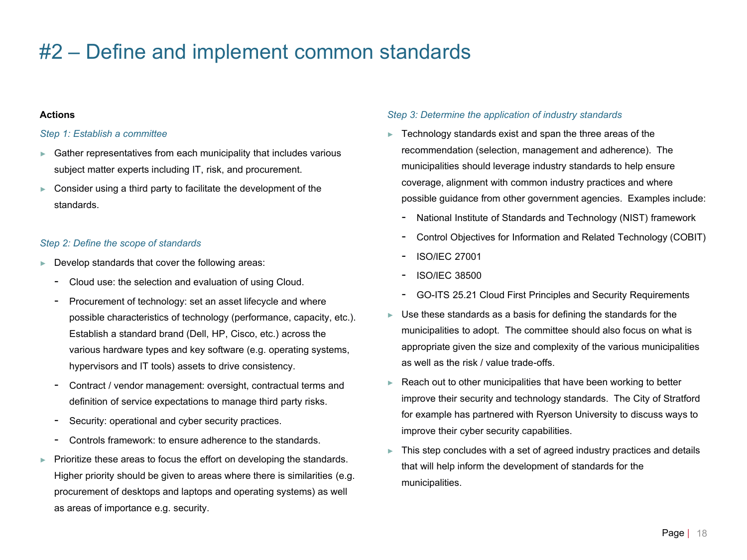# #2 – Define and implement common standards

**Actions**

*Step 1: Establish a committee*

- Gather representatives from each municipality that includes various subject matter experts including IT, risk, and procurement.
- Consider using a third party to facilitate the development of the standards.

*Step 2: Define the scope of standards*

- Develop standards that cover the following areas:
  - Cloud use: the selection and evaluation of using Cloud.
  - Procurement of technology: set an asset lifecycle and where possible characteristics of technology (performance, capacity, etc.). Establish a standard brand (Dell, HP, Cisco, etc.) across the various hardware types and key software (e.g. operating systems, hypervisors and IT tools) assets to drive consistency.
  - Contract / vendor management: oversight, contractual terms and definition of service expectations to manage third party risks.
  - Security: operational and cyber security practices.
  - Controls framework: to ensure adherence to the standards.
- Prioritize these areas to focus the effort on developing the standards. Higher priority should be given to areas where there is similarities (e.g. procurement of desktops and laptops and operating systems) as well as areas of importance e.g. security.

*Step 3: Determine the application of industry standards*

- Technology standards exist and span the three areas of the recommendation (selection, management and adherence). The municipalities should leverage industry standards to help ensure coverage, alignment with common industry practices and where possible guidance from other government agencies. Examples include:
  - National Institute of Standards and Technology (NIST) framework
  - Control Objectives for Information and Related Technology (COBIT)
  - ISO/IEC 27001
  - ISO/IEC 38500
  - GO-ITS 25.21 Cloud First Principles and Security Requirements
- Use these standards as a basis for defining the standards for the municipalities to adopt. The committee should also focus on what is appropriate given the size and complexity of the various municipalities as well as the risk / value trade-offs.
- Reach out to other municipalities that have been working to better improve their security and technology standards. The City of Stratford for example has partnered with Ryerson University to discuss ways to improve their cyber security capabilities.
- This step concludes with a set of agreed industry practices and details that will help inform the development of standards for the municipalities.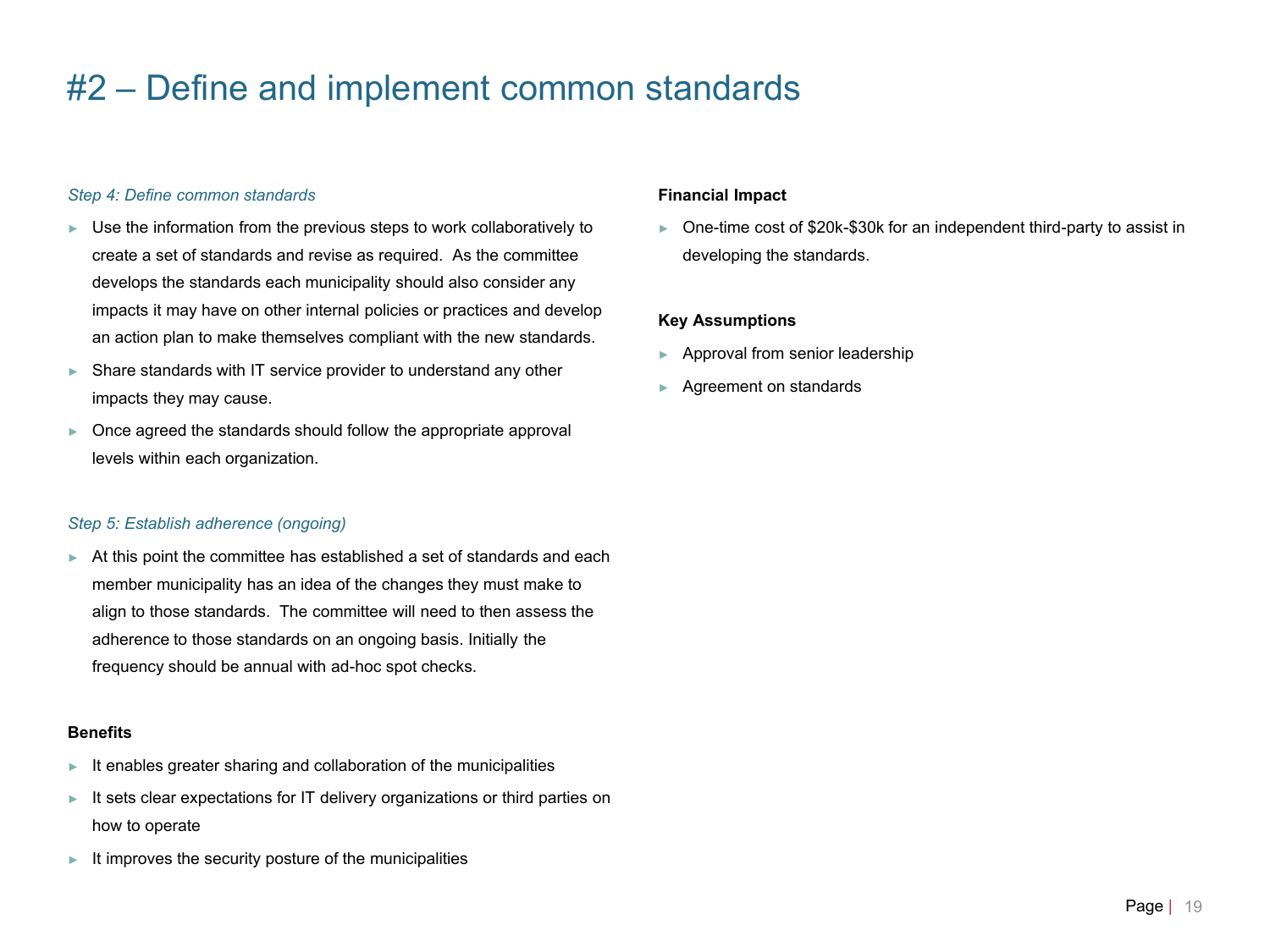# #2 – Define and implement common standards

*Step 4: Define common standards*

- Use the information from the previous steps to work collaboratively to create a set of standards and revise as required. As the committee develops the standards each municipality should also consider any impacts it may have on other internal policies or practices and develop an action plan to make themselves compliant with the new standards.
- Share standards with IT service provider to understand any other impacts they may cause.
- Once agreed the standards should follow the appropriate approval levels within each organization.

*Step 5: Establish adherence (ongoing)*

- At this point the committee has established a set of standards and each member municipality has an idea of the changes they must make to align to those standards. The committee will need to then assess the adherence to those standards on an ongoing basis. Initially the frequency should be annual with ad-hoc spot checks.

**Benefits**

- It enables greater sharing and collaboration of the municipalities
- It sets clear expectations for IT delivery organizations or third parties on how to operate
- It improves the security posture of the municipalities

**Financial Impact**

- One-time cost of $20k-$30k for an independent third-party to assist in developing the standards.

**Key Assumptions**

- Approval from senior leadership
- Agreement on standards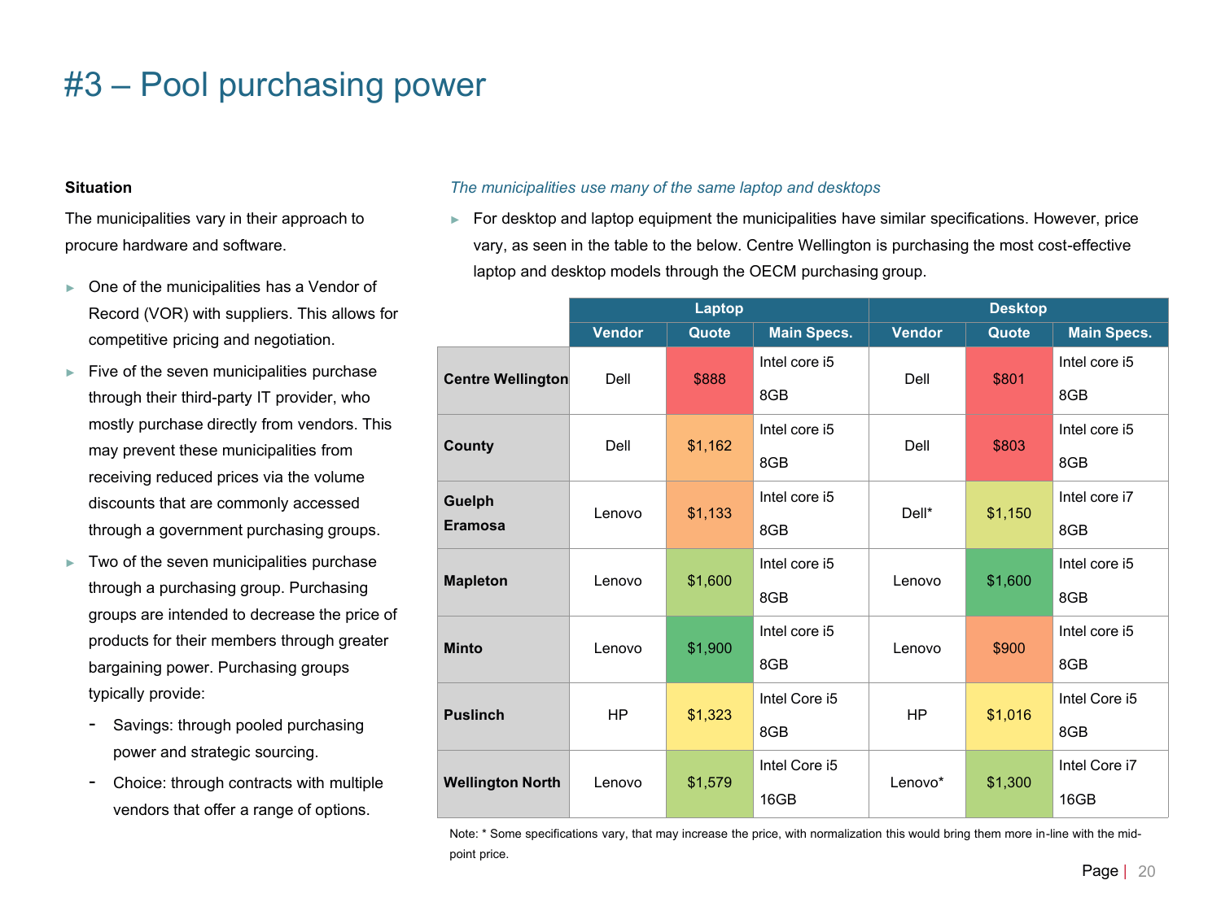# #3 – Pool purchasing power

**Situation**

The municipalities vary in their approach to procure hardware and software.

- One of the municipalities has a Vendor of Record (VOR) with suppliers. This allows for competitive pricing and negotiation.
- Five of the seven municipalities purchase through their third-party IT provider, who mostly purchase directly from vendors. This may prevent these municipalities from receiving reduced prices via the volume discounts that are commonly accessed through a government purchasing groups.
- Two of the seven municipalities purchase through a purchasing group. Purchasing groups are intended to decrease the price of products for their members through greater bargaining power. Purchasing groups typically provide:
  - Savings: through pooled purchasing power and strategic sourcing.
  - Choice: through contracts with multiple vendors that offer a range of options.

*The municipalities use many of the same laptop and desktops*

- For desktop and laptop equipment the municipalities have similar specifications. However, price vary, as seen in the table to the below. Centre Wellington is purchasing the most cost-effective laptop and desktop models through the OECM purchasing group.

| | Laptop | | | Desktop | | |
|---|---|---|---|---|---|---|
| | Vendor | Quote | Main Specs. | Vendor | Quote | Main Specs. |
| **Centre Wellington** | Dell | $888 | Intel core i5 8GB | Dell | $801 | Intel core i5 8GB |
| **County** | Dell | $1,162 | Intel core i5 8GB | Dell | $803 | Intel core i5 8GB |
| **Guelph Eramosa** | Lenovo | $1,133 | Intel core i5 8GB | Dell* | $1,150 | Intel core i7 8GB |
| **Mapleton** | Lenovo | $1,600 | Intel core i5 8GB | Lenovo | $1,600 | Intel core i5 8GB |
| **Minto** | Lenovo | $1,900 | Intel core i5 8GB | Lenovo | $900 | Intel core i5 8GB |
| **Puslinch** | HP | $1,323 | Intel Core i5 8GB | HP | $1,016 | Intel Core i5 8GB |
| **Wellington North** | Lenovo | $1,579 | Intel Core i5 16GB | Lenovo* | $1,300 | Intel Core i7 16GB |

Note: * Some specifications vary, that may increase the price, with normalization this would bring them more in-line with the mid-point price.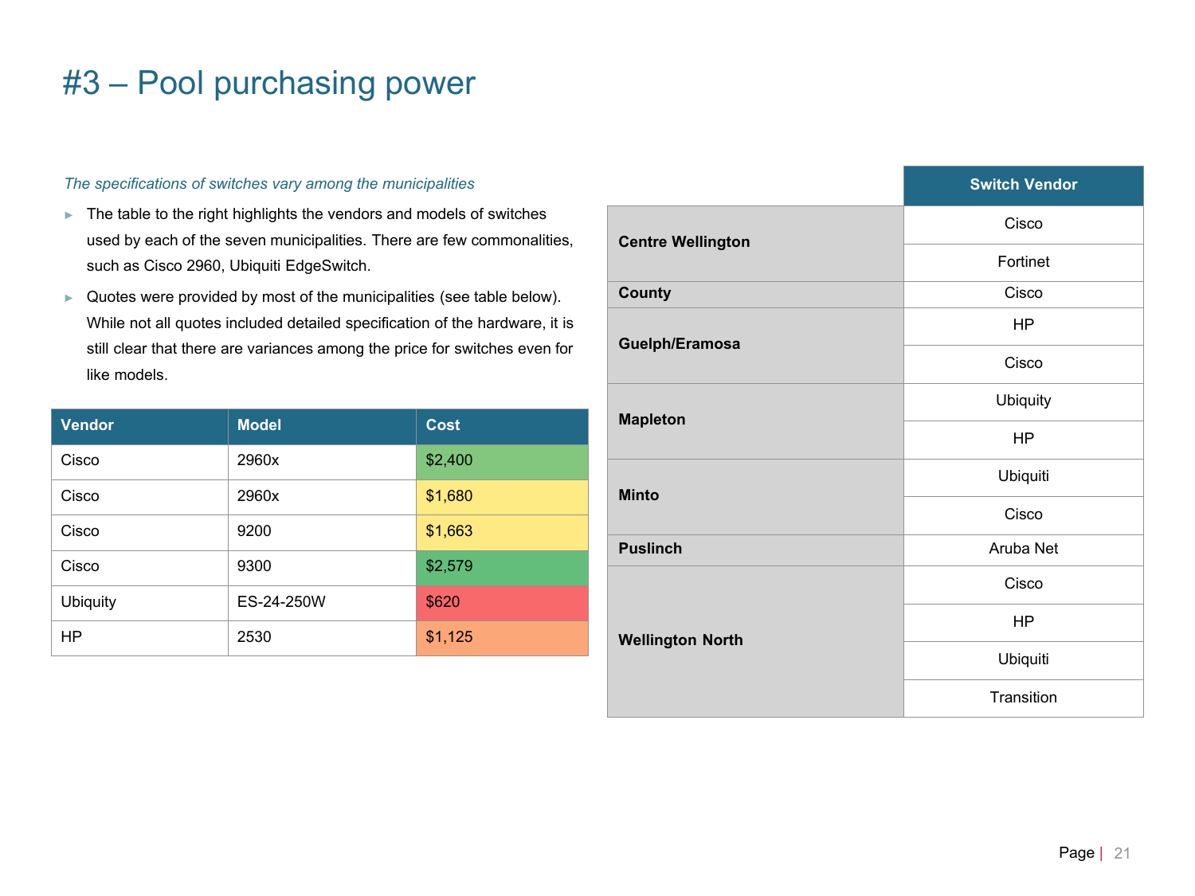# #3 – Pool purchasing power

*The specifications of switches vary among the municipalities*

- The table to the right highlights the vendors and models of switches used by each of the seven municipalities. There are few commonalities, such as Cisco 2960, Ubiquiti EdgeSwitch.
- Quotes were provided by most of the municipalities (see table below). While not all quotes included detailed specification of the hardware, it is still clear that there are variances among the price for switches even for like models.

| Vendor | Model | Cost |
| --- | --- | --- |
| Cisco | 2960x | $2,400 |
| Cisco | 2960x | $1,680 |
| Cisco | 9200 | $1,663 |
| Cisco | 9300 | $2,579 |
| Ubiquity | ES-24-250W | $620 |
| HP | 2530 | $1,125 |

| | Switch Vendor |
| --- | --- |
| **Centre Wellington** | Cisco |
| | Fortinet |
| **County** | Cisco |
| **Guelph/Eramosa** | HP |
| | Cisco |
| **Mapleton** | Ubiquity |
| | HP |
| **Minto** | Ubiquiti |
| | Cisco |
| **Puslinch** | Aruba Net |
| **Wellington North** | Cisco |
| | HP |
| | Ubiquiti |
| | Transition |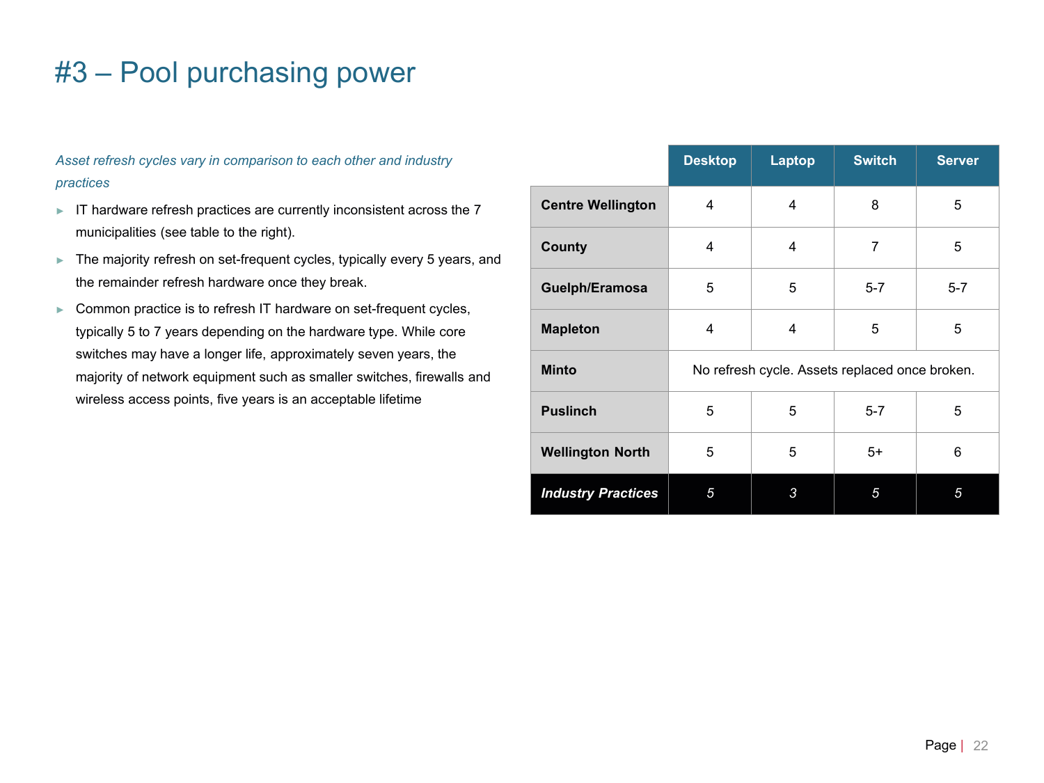# #3 – Pool purchasing power

*Asset refresh cycles vary in comparison to each other and industry practices*

- IT hardware refresh practices are currently inconsistent across the 7 municipalities (see table to the right).
- The majority refresh on set-frequent cycles, typically every 5 years, and the remainder refresh hardware once they break.
- Common practice is to refresh IT hardware on set-frequent cycles, typically 5 to 7 years depending on the hardware type. While core switches may have a longer life, approximately seven years, the majority of network equipment such as smaller switches, firewalls and wireless access points, five years is an acceptable lifetime

| | Desktop | Laptop | Switch | Server |
|---|---|---|---|---|
| **Centre Wellington** | 4 | 4 | 8 | 5 |
| **County** | 4 | 4 | 7 | 5 |
| **Guelph/Eramosa** | 5 | 5 | 5-7 | 5-7 |
| **Mapleton** | 4 | 4 | 5 | 5 |
| **Minto** | No refresh cycle. Assets replaced once broken. | | | |
| **Puslinch** | 5 | 5 | 5-7 | 5 |
| **Wellington North** | 5 | 5 | 5+ | 6 |
| ***Industry Practices*** | *5* | *3* | *5* | *5* |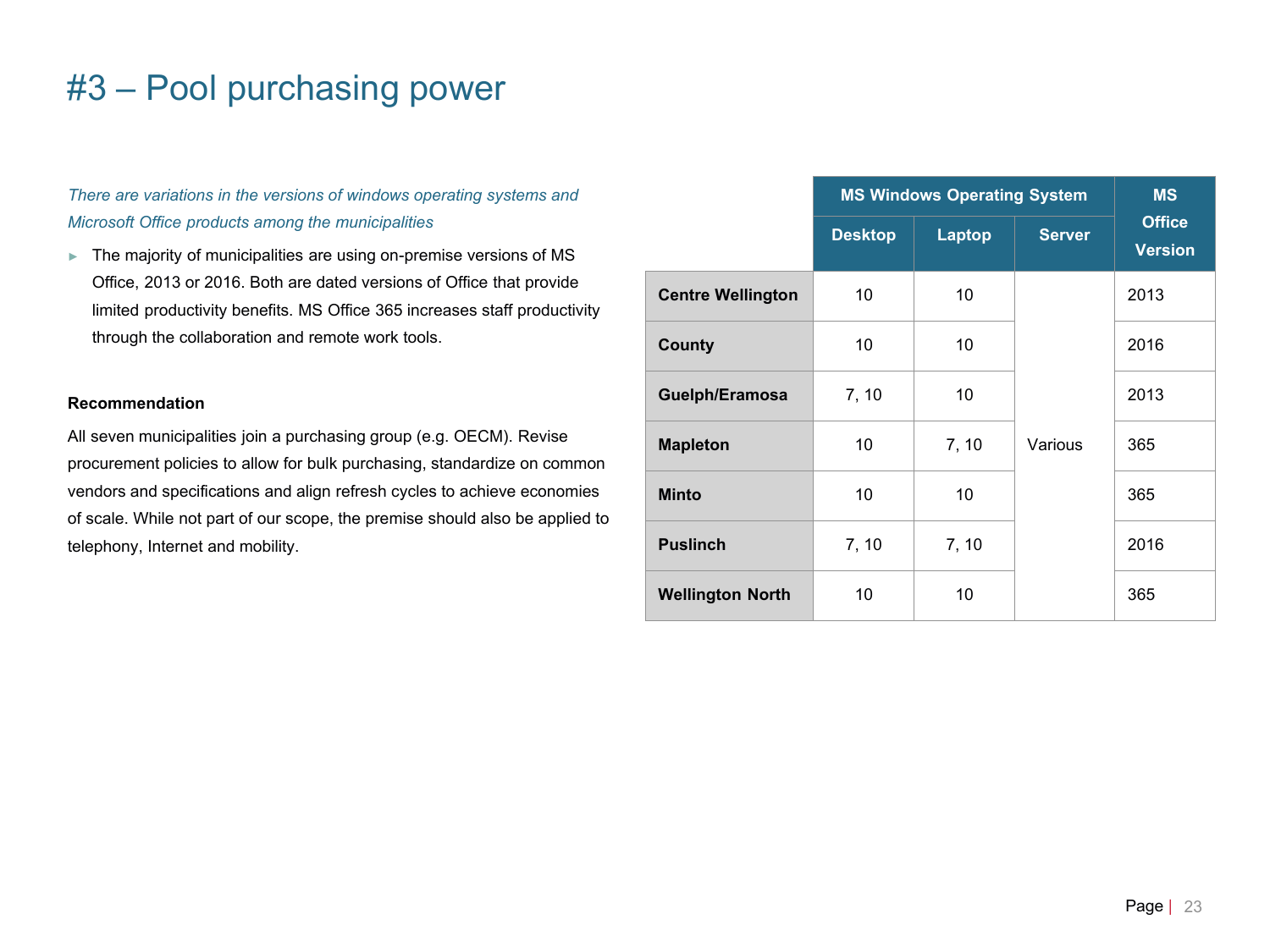# #3 – Pool purchasing power

*There are variations in the versions of windows operating systems and Microsoft Office products among the municipalities*

- The majority of municipalities are using on-premise versions of MS Office, 2013 or 2016. Both are dated versions of Office that provide limited productivity benefits. MS Office 365 increases staff productivity through the collaboration and remote work tools.

**Recommendation**

All seven municipalities join a purchasing group (e.g. OECM). Revise procurement policies to allow for bulk purchasing, standardize on common vendors and specifications and align refresh cycles to achieve economies of scale. While not part of our scope, the premise should also be applied to telephony, Internet and mobility.

| | MS Windows Operating System | | | MS Office Version |
|---|---|---|---|---|
| | Desktop | Laptop | Server | |
| **Centre Wellington** | 10 | 10 | Various | 2013 |
| **County** | 10 | 10 | | 2016 |
| **Guelph/Eramosa** | 7, 10 | 10 | | 2013 |
| **Mapleton** | 10 | 7, 10 | | 365 |
| **Minto** | 10 | 10 | | 365 |
| **Puslinch** | 7, 10 | 7, 10 | | 2016 |
| **Wellington North** | 10 | 10 | | 365 |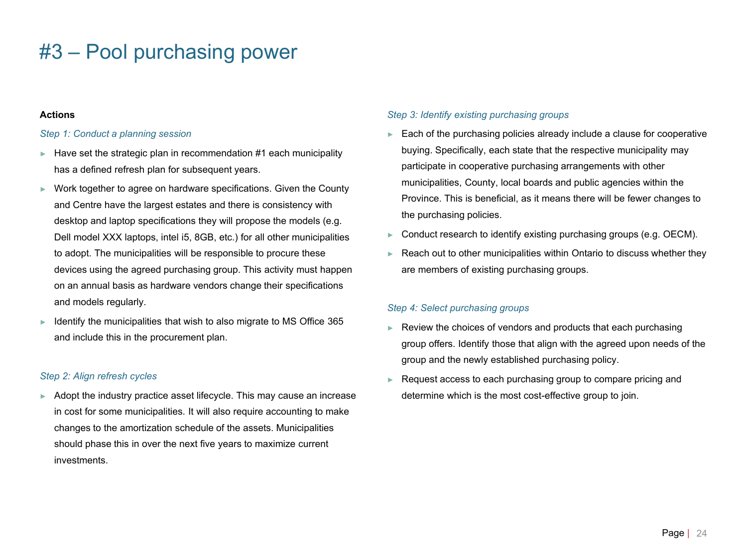# #3 – Pool purchasing power

**Actions**

*Step 1: Conduct a planning session*

- Have set the strategic plan in recommendation #1 each municipality has a defined refresh plan for subsequent years.
- Work together to agree on hardware specifications. Given the County and Centre have the largest estates and there is consistency with desktop and laptop specifications they will propose the models (e.g. Dell model XXX laptops, intel i5, 8GB, etc.) for all other municipalities to adopt. The municipalities will be responsible to procure these devices using the agreed purchasing group. This activity must happen on an annual basis as hardware vendors change their specifications and models regularly.
- Identify the municipalities that wish to also migrate to MS Office 365 and include this in the procurement plan.

*Step 2: Align refresh cycles*

- Adopt the industry practice asset lifecycle. This may cause an increase in cost for some municipalities. It will also require accounting to make changes to the amortization schedule of the assets. Municipalities should phase this in over the next five years to maximize current investments.

*Step 3: Identify existing purchasing groups*

- Each of the purchasing policies already include a clause for cooperative buying. Specifically, each state that the respective municipality may participate in cooperative purchasing arrangements with other municipalities, County, local boards and public agencies within the Province. This is beneficial, as it means there will be fewer changes to the purchasing policies.
- Conduct research to identify existing purchasing groups (e.g. OECM).
- Reach out to other municipalities within Ontario to discuss whether they are members of existing purchasing groups.

*Step 4: Select purchasing groups*

- Review the choices of vendors and products that each purchasing group offers. Identify those that align with the agreed upon needs of the group and the newly established purchasing policy.
- Request access to each purchasing group to compare pricing and determine which is the most cost-effective group to join.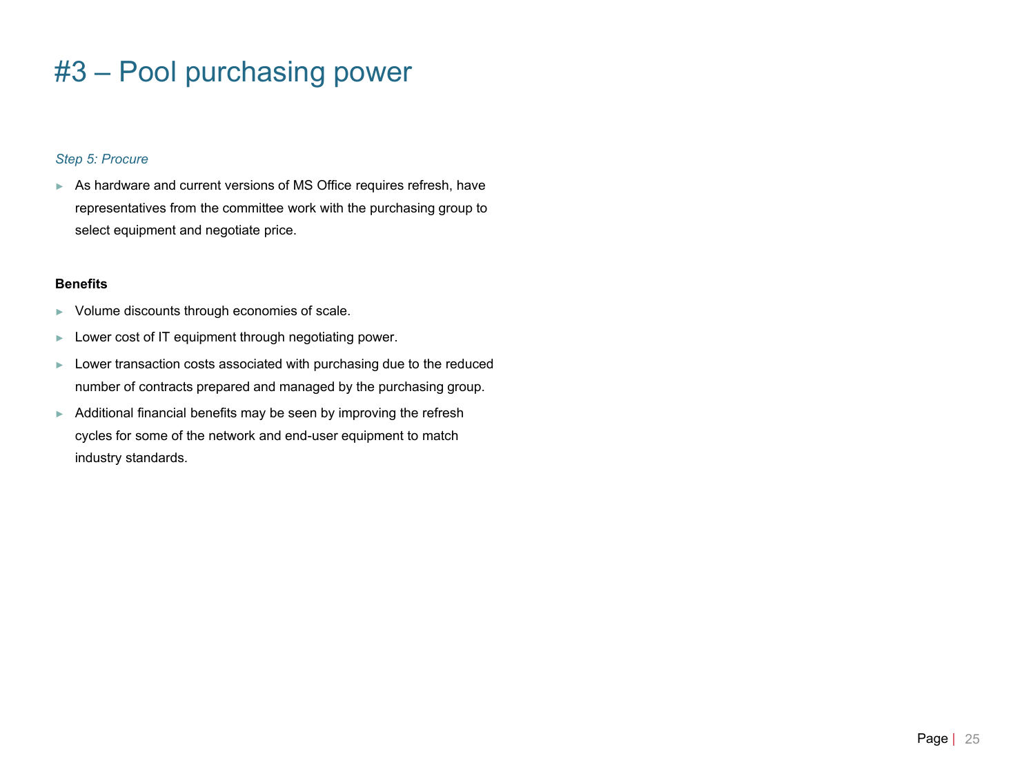# #3 – Pool purchasing power

*Step 5: Procure*

- As hardware and current versions of MS Office requires refresh, have representatives from the committee work with the purchasing group to select equipment and negotiate price.

**Benefits**

- Volume discounts through economies of scale.
- Lower cost of IT equipment through negotiating power.
- Lower transaction costs associated with purchasing due to the reduced number of contracts prepared and managed by the purchasing group.
- Additional financial benefits may be seen by improving the refresh cycles for some of the network and end-user equipment to match industry standards.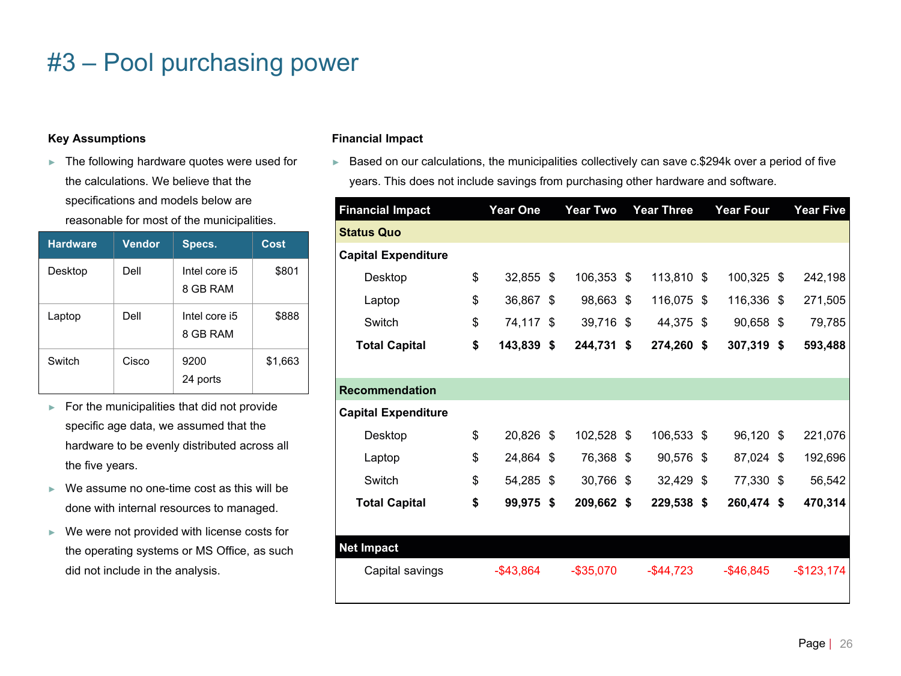# #3 – Pool purchasing power

**Key Assumptions**

- The following hardware quotes were used for the calculations. We believe that the specifications and models below are reasonable for most of the municipalities.

| Hardware | Vendor | Specs. | Cost |
|---|---|---|---|
| Desktop | Dell | Intel core i5<br>8 GB RAM | $801 |
| Laptop | Dell | Intel core i5<br>8 GB RAM | $888 |
| Switch | Cisco | 9200<br>24 ports | $1,663 |

- For the municipalities that did not provide specific age data, we assumed that the hardware to be evenly distributed across all the five years.
- We assume no one-time cost as this will be done with internal resources to managed.
- We were not provided with license costs for the operating systems or MS Office, as such did not include in the analysis.

**Financial Impact**

- Based on our calculations, the municipalities collectively can save c.$294k over a period of five years. This does not include savings from purchasing other hardware and software.

| Financial Impact | Year One | Year Two | Year Three | Year Four | Year Five |
|---|---|---|---|---|---|
| **Status Quo** | | | | | |
| **Capital Expenditure** | | | | | |
| Desktop | $ 32,855 | $ 106,353 | $ 113,810 | $ 100,325 | $ 242,198 |
| Laptop | $ 36,867 | $ 98,663 | $ 116,075 | $ 116,336 | $ 271,505 |
| Switch | $ 74,117 | $ 39,716 | $ 44,375 | $ 90,658 | $ 79,785 |
| **Total Capital** | **$ 143,839** | **$ 244,731** | **$ 274,260** | **$ 307,319** | **$ 593,488** |
| **Recommendation** | | | | | |
| **Capital Expenditure** | | | | | |
| Desktop | $ 20,826 | $ 102,528 | $ 106,533 | $ 96,120 | $ 221,076 |
| Laptop | $ 24,864 | $ 76,368 | $ 90,576 | $ 87,024 | $ 192,696 |
| Switch | $ 54,285 | $ 30,766 | $ 32,429 | $ 77,330 | $ 56,542 |
| **Total Capital** | **$ 99,975** | **$ 209,662** | **$ 229,538** | **$ 260,474** | **$ 470,314** |
| **Net Impact** | | | | | |
| Capital savings | -$43,864 | -$35,070 | -$44,723 | -$46,845 | -$123,174 |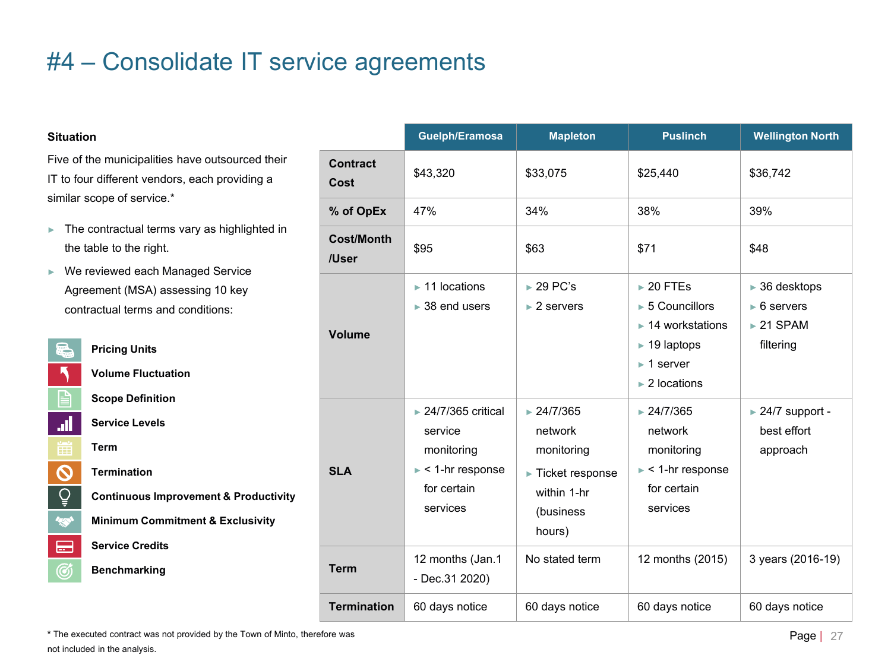# #4 – Consolidate IT service agreements

**Situation**

Five of the municipalities have outsourced their IT to four different vendors, each providing a similar scope of service.*

- The contractual terms vary as highlighted in the table to the right.
- We reviewed each Managed Service Agreement (MSA) assessing 10 key contractual terms and conditions:

**Pricing Units**
**Volume Fluctuation**
**Scope Definition**
**Service Levels**
**Term**
**Termination**
**Continuous Improvement & Productivity**
**Minimum Commitment & Exclusivity**
**Service Credits**
**Benchmarking**

| | Guelph/Eramosa | Mapleton | Puslinch | Wellington North |
|---|---|---|---|---|
| **Contract Cost** | $43,320 | $33,075 | $25,440 | $36,742 |
| **% of OpEx** | 47% | 34% | 38% | 39% |
| **Cost/Month /User** | $95 | $63 | $71 | $48 |
| **Volume** | ▸ 11 locations<br>▸ 38 end users | ▸ 29 PC's<br>▸ 2 servers | ▸ 20 FTEs<br>▸ 5 Councillors<br>▸ 14 workstations<br>▸ 19 laptops<br>▸ 1 server<br>▸ 2 locations | ▸ 36 desktops<br>▸ 6 servers<br>▸ 21 SPAM filtering |
| **SLA** | ▸ 24/7/365 critical service monitoring<br>▸ < 1-hr response for certain services | ▸ 24/7/365 network monitoring<br>▸ Ticket response within 1-hr (business hours) | ▸ 24/7/365 network monitoring<br>▸ < 1-hr response for certain services | ▸ 24/7 support - best effort approach |
| **Term** | 12 months (Jan.1 - Dec.31 2020) | No stated term | 12 months (2015) | 3 years (2016-19) |
| **Termination** | 60 days notice | 60 days notice | 60 days notice | 60 days notice |

* The executed contract was not provided by the Town of Minto, therefore was not included in the analysis.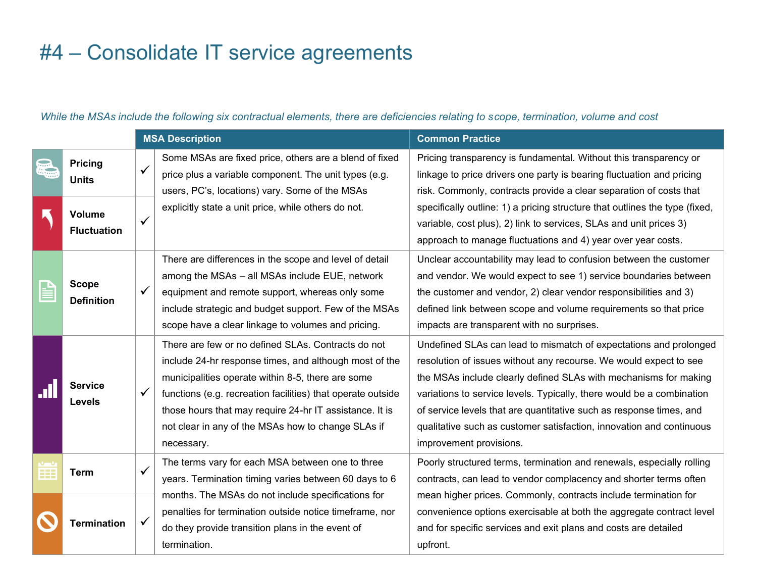# #4 – Consolidate IT service agreements

*While the MSAs include the following six contractual elements, there are deficiencies relating to scope, termination, volume and cost*

| | | MSA Description | Common Practice |
|---|---|---|---|
| **Pricing Units** | ✓ | Some MSAs are fixed price, others are a blend of fixed price plus a variable component. The unit types (e.g. users, PC's, locations) vary. Some of the MSAs explicitly state a unit price, while others do not. | Pricing transparency is fundamental. Without this transparency or linkage to price drivers one party is bearing fluctuation and pricing risk. Commonly, contracts provide a clear separation of costs that specifically outline: 1) a pricing structure that outlines the type (fixed, variable, cost plus), 2) link to services, SLAs and unit prices 3) approach to manage fluctuations and 4) year over year costs. |
| **Volume Fluctuation** | ✓ | | |
| **Scope Definition** | ✓ | There are differences in the scope and level of detail among the MSAs – all MSAs include EUE, network equipment and remote support, whereas only some include strategic and budget support. Few of the MSAs scope have a clear linkage to volumes and pricing. | Unclear accountability may lead to confusion between the customer and vendor. We would expect to see 1) service boundaries between the customer and vendor, 2) clear vendor responsibilities and 3) defined link between scope and volume requirements so that price impacts are transparent with no surprises. |
| **Service Levels** | ✓ | There are few or no defined SLAs. Contracts do not include 24-hr response times, and although most of the municipalities operate within 8-5, there are some functions (e.g. recreation facilities) that operate outside those hours that may require 24-hr IT assistance. It is not clear in any of the MSAs how to change SLAs if necessary. | Undefined SLAs can lead to mismatch of expectations and prolonged resolution of issues without any recourse. We would expect to see the MSAs include clearly defined SLAs with mechanisms for making variations to service levels. Typically, there would be a combination of service levels that are quantitative such as response times, and qualitative such as customer satisfaction, innovation and continuous improvement provisions. |
| **Term** | ✓ | The terms vary for each MSA between one to three years. Termination timing varies between 60 days to 6 months. The MSAs do not include specifications for penalties for termination outside notice timeframe, nor do they provide transition plans in the event of termination. | Poorly structured terms, termination and renewals, especially rolling contracts, can lead to vendor complacency and shorter terms often mean higher prices. Commonly, contracts include termination for convenience options exercisable at both the aggregate contract level and for specific services and exit plans and costs are detailed upfront. |
| **Termination** | ✓ | | |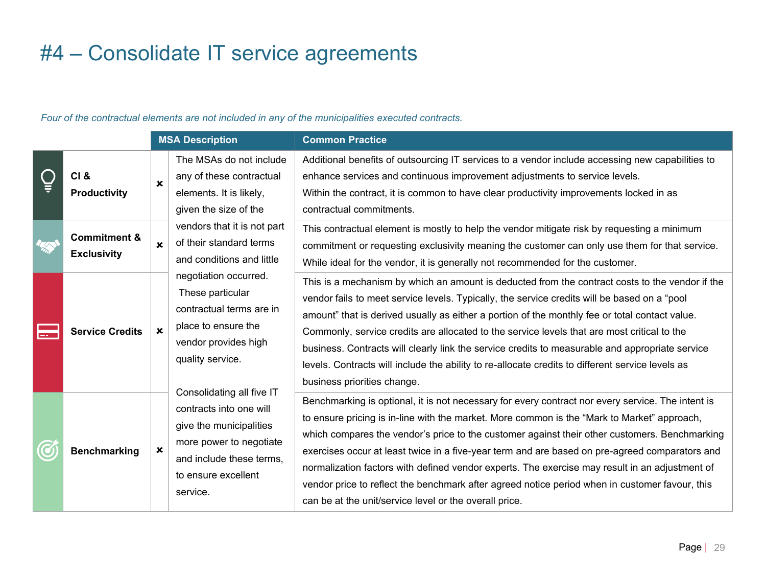# #4 – Consolidate IT service agreements

*Four of the contractual elements are not included in any of the municipalities executed contracts.*

| | | MSA Description | Common Practice |
|---|---|---|---|
| **CI & Productivity** | × | The MSAs do not include any of these contractual elements. It is likely, given the size of the vendors that it is not part of their standard terms and conditions and little negotiation occurred. These particular contractual terms are in place to ensure the vendor provides high quality service.<br><br>Consolidating all five IT contracts into one will give the municipalities more power to negotiate and include these terms, to ensure excellent service. | Additional benefits of outsourcing IT services to a vendor include accessing new capabilities to enhance services and continuous improvement adjustments to service levels.<br>Within the contract, it is common to have clear productivity improvements locked in as contractual commitments. |
| **Commitment & Exclusivity** | × | | This contractual element is mostly to help the vendor mitigate risk by requesting a minimum commitment or requesting exclusivity meaning the customer can only use them for that service. While ideal for the vendor, it is generally not recommended for the customer. |
| **Service Credits** | × | | This is a mechanism by which an amount is deducted from the contract costs to the vendor if the vendor fails to meet service levels. Typically, the service credits will be based on a "pool amount" that is derived usually as either a portion of the monthly fee or total contact value. Commonly, service credits are allocated to the service levels that are most critical to the business. Contracts will clearly link the service credits to measurable and appropriate service levels. Contracts will include the ability to re-allocate credits to different service levels as business priorities change. |
| **Benchmarking** | × | | Benchmarking is optional, it is not necessary for every contract nor every service. The intent is to ensure pricing is in-line with the market. More common is the "Mark to Market" approach, which compares the vendor's price to the customer against their other customers. Benchmarking exercises occur at least twice in a five-year term and are based on pre-agreed comparators and normalization factors with defined vendor experts. The exercise may result in an adjustment of vendor price to reflect the benchmark after agreed notice period when in customer favour, this can be at the unit/service level or the overall price. |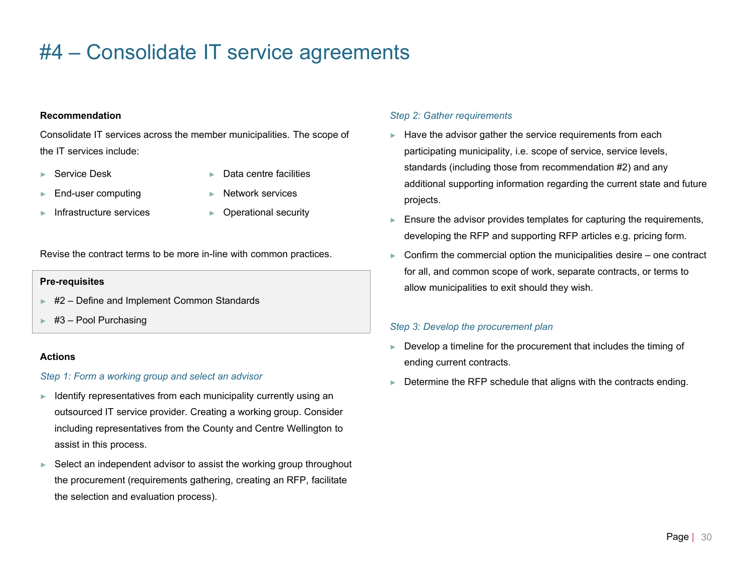# #4 – Consolidate IT service agreements

**Recommendation**

Consolidate IT services across the member municipalities. The scope of the IT services include:

- Service Desk
- End-user computing
- Infrastructure services
- Data centre facilities
- Network services
- Operational security

Revise the contract terms to be more in-line with common practices.

**Pre-requisites**

- #2 – Define and Implement Common Standards
- #3 – Pool Purchasing

**Actions**

*Step 1: Form a working group and select an advisor*

- Identify representatives from each municipality currently using an outsourced IT service provider. Creating a working group. Consider including representatives from the County and Centre Wellington to assist in this process.
- Select an independent advisor to assist the working group throughout the procurement (requirements gathering, creating an RFP, facilitate the selection and evaluation process).

*Step 2: Gather requirements*

- Have the advisor gather the service requirements from each participating municipality, i.e. scope of service, service levels, standards (including those from recommendation #2) and any additional supporting information regarding the current state and future projects.
- Ensure the advisor provides templates for capturing the requirements, developing the RFP and supporting RFP articles e.g. pricing form.
- Confirm the commercial option the municipalities desire – one contract for all, and common scope of work, separate contracts, or terms to allow municipalities to exit should they wish.

*Step 3: Develop the procurement plan*

- Develop a timeline for the procurement that includes the timing of ending current contracts.
- Determine the RFP schedule that aligns with the contracts ending.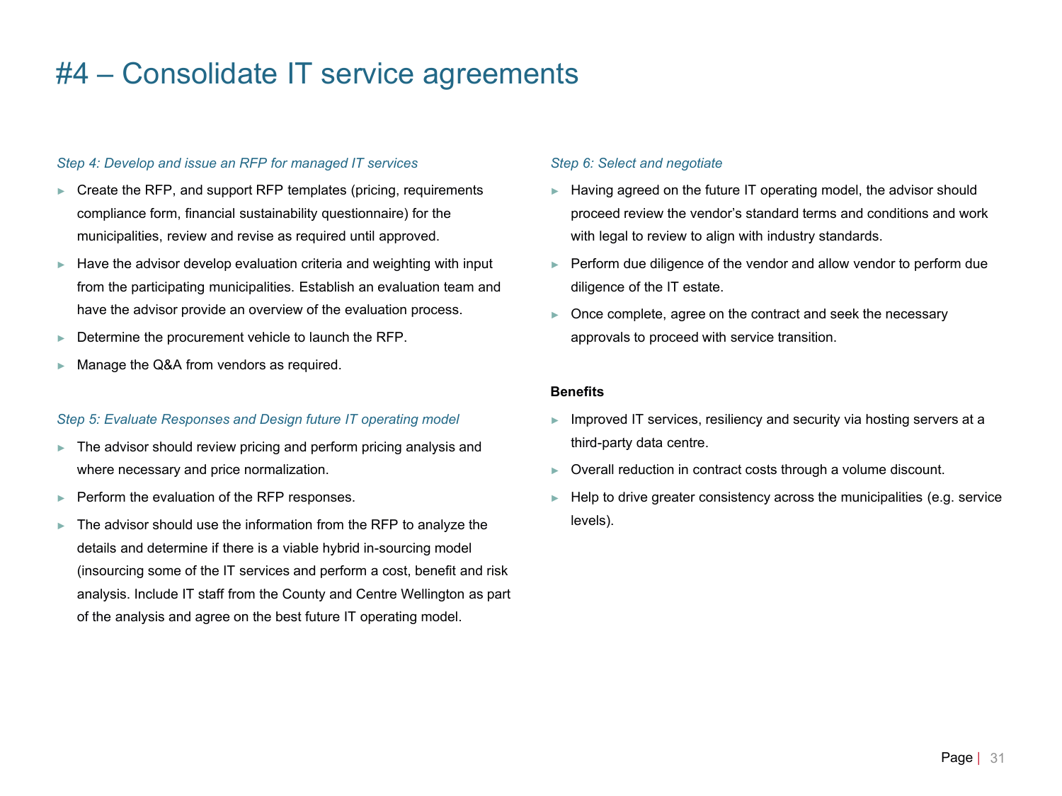# #4 – Consolidate IT service agreements

*Step 4: Develop and issue an RFP for managed IT services*

- Create the RFP, and support RFP templates (pricing, requirements compliance form, financial sustainability questionnaire) for the municipalities, review and revise as required until approved.
- Have the advisor develop evaluation criteria and weighting with input from the participating municipalities. Establish an evaluation team and have the advisor provide an overview of the evaluation process.
- Determine the procurement vehicle to launch the RFP.
- Manage the Q&A from vendors as required.

*Step 5: Evaluate Responses and Design future IT operating model*

- The advisor should review pricing and perform pricing analysis and where necessary and price normalization.
- Perform the evaluation of the RFP responses.
- The advisor should use the information from the RFP to analyze the details and determine if there is a viable hybrid in-sourcing model (insourcing some of the IT services and perform a cost, benefit and risk analysis. Include IT staff from the County and Centre Wellington as part of the analysis and agree on the best future IT operating model.

*Step 6: Select and negotiate*

- Having agreed on the future IT operating model, the advisor should proceed review the vendor's standard terms and conditions and work with legal to review to align with industry standards.
- Perform due diligence of the vendor and allow vendor to perform due diligence of the IT estate.
- Once complete, agree on the contract and seek the necessary approvals to proceed with service transition.

**Benefits**

- Improved IT services, resiliency and security via hosting servers at a third-party data centre.
- Overall reduction in contract costs through a volume discount.
- Help to drive greater consistency across the municipalities (e.g. service levels).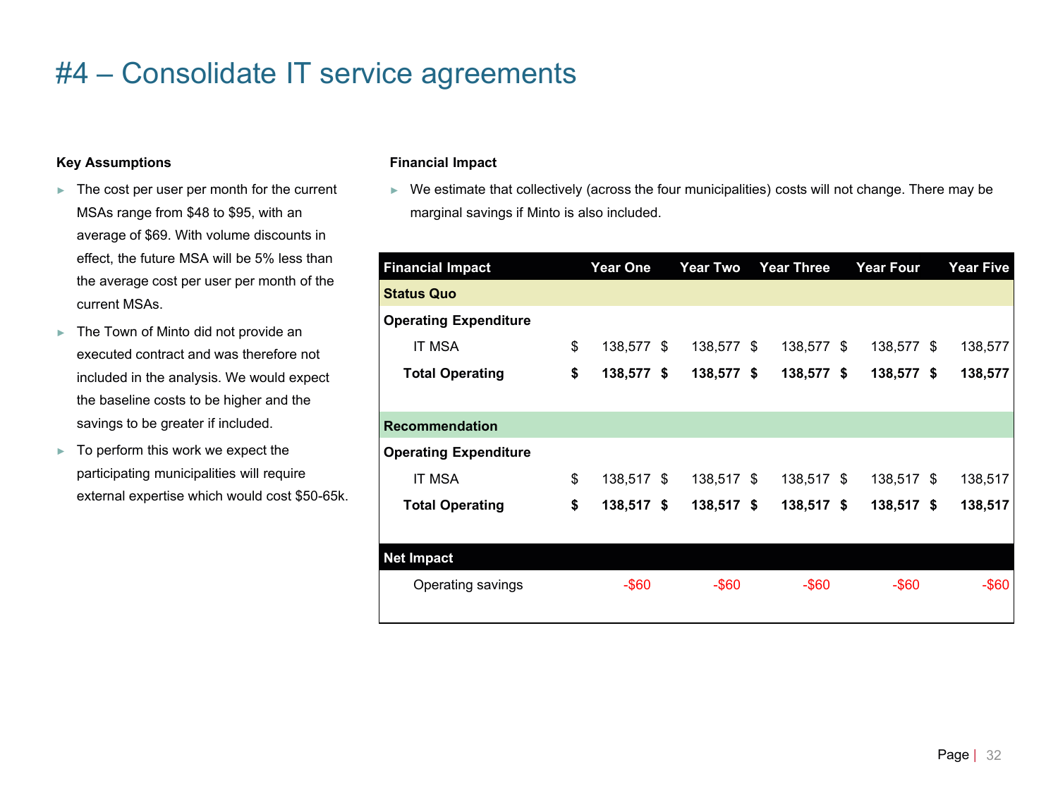# #4 – Consolidate IT service agreements

**Key Assumptions**

- The cost per user per month for the current MSAs range from $48 to $95, with an average of $69. With volume discounts in effect, the future MSA will be 5% less than the average cost per user per month of the current MSAs.
- The Town of Minto did not provide an executed contract and was therefore not included in the analysis. We would expect the baseline costs to be higher and the savings to be greater if included.
- To perform this work we expect the participating municipalities will require external expertise which would cost $50-65k.

**Financial Impact**

- We estimate that collectively (across the four municipalities) costs will not change. There may be marginal savings if Minto is also included.

| Financial Impact | Year One | Year Two | Year Three | Year Four | Year Five |
|---|---|---|---|---|---|
| **Status Quo** | | | | | |
| **Operating Expenditure** | | | | | |
| IT MSA | $ 138,577 | $ 138,577 | $ 138,577 | $ 138,577 | $ 138,577 |
| **Total Operating** | **$ 138,577** | **$ 138,577** | **$ 138,577** | **$ 138,577** | **$ 138,577** |
| **Recommendation** | | | | | |
| **Operating Expenditure** | | | | | |
| IT MSA | $ 138,517 | $ 138,517 | $ 138,517 | $ 138,517 | $ 138,517 |
| **Total Operating** | **$ 138,517** | **$ 138,517** | **$ 138,517** | **$ 138,517** | **$ 138,517** |
| **Net Impact** | | | | | |
| Operating savings | -$60 | -$60 | -$60 | -$60 | -$60 |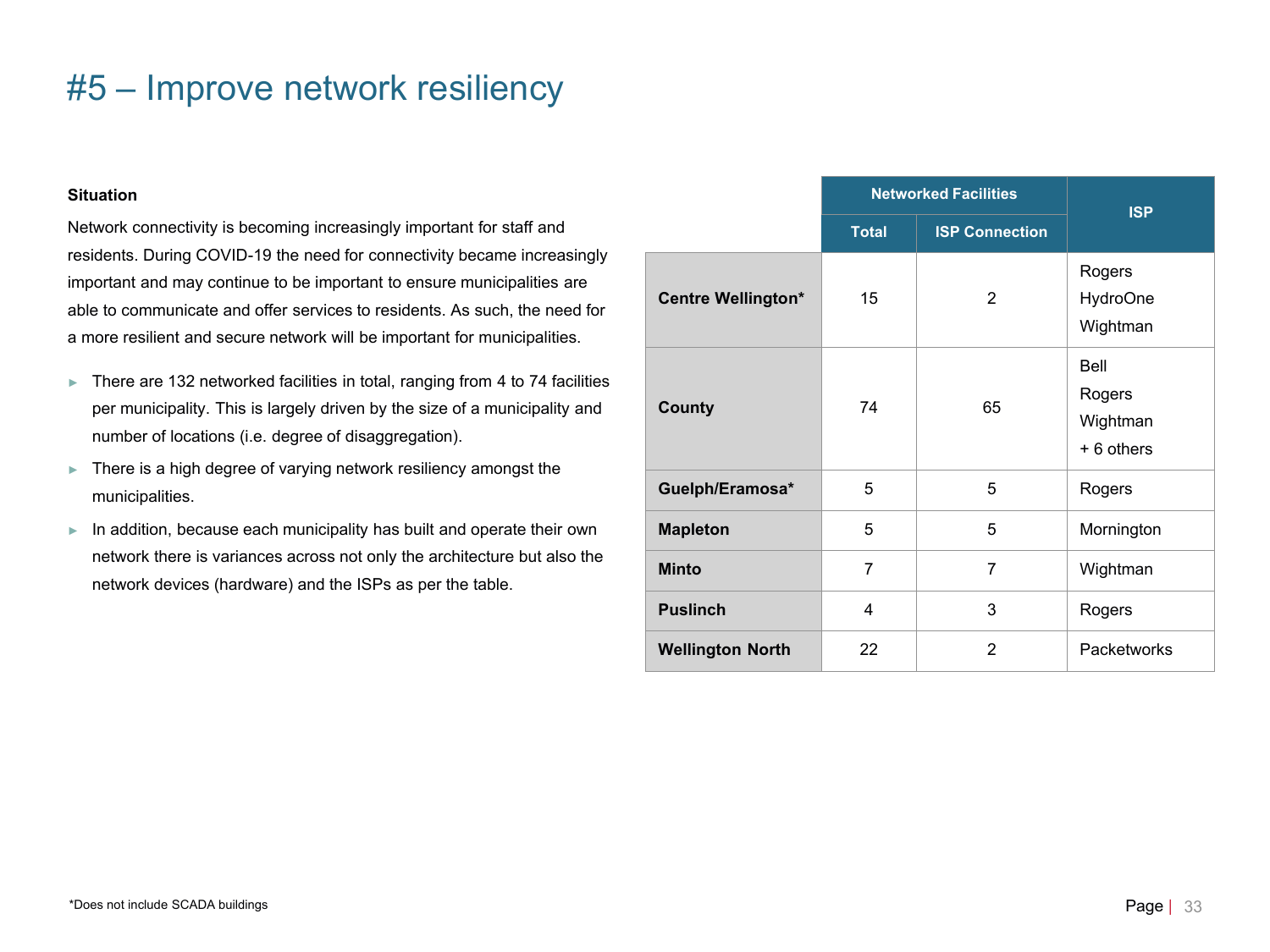# #5 – Improve network resiliency

**Situation**

Network connectivity is becoming increasingly important for staff and residents. During COVID-19 the need for connectivity became increasingly important and may continue to be important to ensure municipalities are able to communicate and offer services to residents. As such, the need for a more resilient and secure network will be important for municipalities.

- There are 132 networked facilities in total, ranging from 4 to 74 facilities per municipality. This is largely driven by the size of a municipality and number of locations (i.e. degree of disaggregation).
- There is a high degree of varying network resiliency amongst the municipalities.
- In addition, because each municipality has built and operate their own network there is variances across not only the architecture but also the network devices (hardware) and the ISPs as per the table.

| | Networked Facilities | | ISP |
|---|---|---|---|
| | Total | ISP Connection | |
| **Centre Wellington*** | 15 | 2 | Rogers<br>HydroOne<br>Wightman |
| **County** | 74 | 65 | Bell<br>Rogers<br>Wightman<br>+ 6 others |
| **Guelph/Eramosa*** | 5 | 5 | Rogers |
| **Mapleton** | 5 | 5 | Mornington |
| **Minto** | 7 | 7 | Wightman |
| **Puslinch** | 4 | 3 | Rogers |
| **Wellington North** | 22 | 2 | Packetworks |

*Does not include SCADA buildings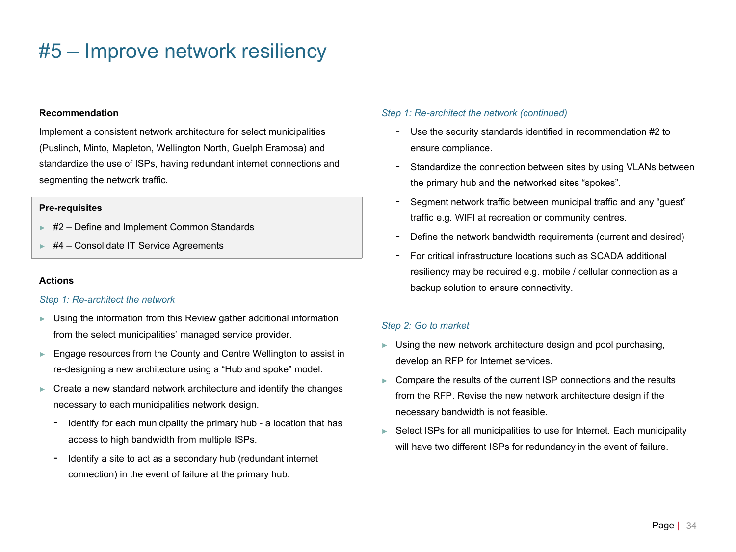# #5 – Improve network resiliency

**Recommendation**

Implement a consistent network architecture for select municipalities (Puslinch, Minto, Mapleton, Wellington North, Guelph Eramosa) and standardize the use of ISPs, having redundant internet connections and segmenting the network traffic.

**Pre-requisites**

- #2 – Define and Implement Common Standards
- #4 – Consolidate IT Service Agreements

**Actions**

*Step 1: Re-architect the network*

- Using the information from this Review gather additional information from the select municipalities' managed service provider.
- Engage resources from the County and Centre Wellington to assist in re-designing a new architecture using a "Hub and spoke" model.
- Create a new standard network architecture and identify the changes necessary to each municipalities network design.
  - Identify for each municipality the primary hub - a location that has access to high bandwidth from multiple ISPs.
  - Identify a site to act as a secondary hub (redundant internet connection) in the event of failure at the primary hub.

*Step 1: Re-architect the network (continued)*

- Use the security standards identified in recommendation #2 to ensure compliance.
- Standardize the connection between sites by using VLANs between the primary hub and the networked sites "spokes".
- Segment network traffic between municipal traffic and any "guest" traffic e.g. WIFI at recreation or community centres.
- Define the network bandwidth requirements (current and desired)
- For critical infrastructure locations such as SCADA additional resiliency may be required e.g. mobile / cellular connection as a backup solution to ensure connectivity.

*Step 2: Go to market*

- Using the new network architecture design and pool purchasing, develop an RFP for Internet services.
- Compare the results of the current ISP connections and the results from the RFP. Revise the new network architecture design if the necessary bandwidth is not feasible.
- Select ISPs for all municipalities to use for Internet. Each municipality will have two different ISPs for redundancy in the event of failure.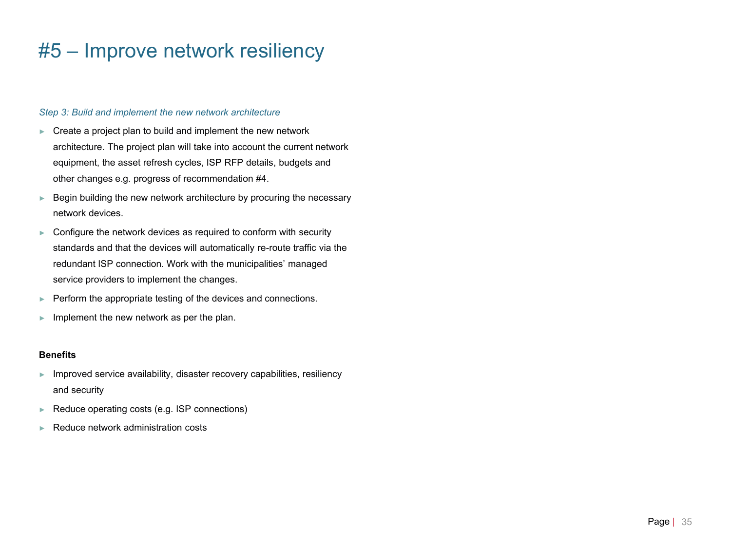# #5 – Improve network resiliency

*Step 3: Build and implement the new network architecture*

- Create a project plan to build and implement the new network architecture. The project plan will take into account the current network equipment, the asset refresh cycles, ISP RFP details, budgets and other changes e.g. progress of recommendation #4.
- Begin building the new network architecture by procuring the necessary network devices.
- Configure the network devices as required to conform with security standards and that the devices will automatically re-route traffic via the redundant ISP connection. Work with the municipalities' managed service providers to implement the changes.
- Perform the appropriate testing of the devices and connections.
- Implement the new network as per the plan.

**Benefits**

- Improved service availability, disaster recovery capabilities, resiliency and security
- Reduce operating costs (e.g. ISP connections)
- Reduce network administration costs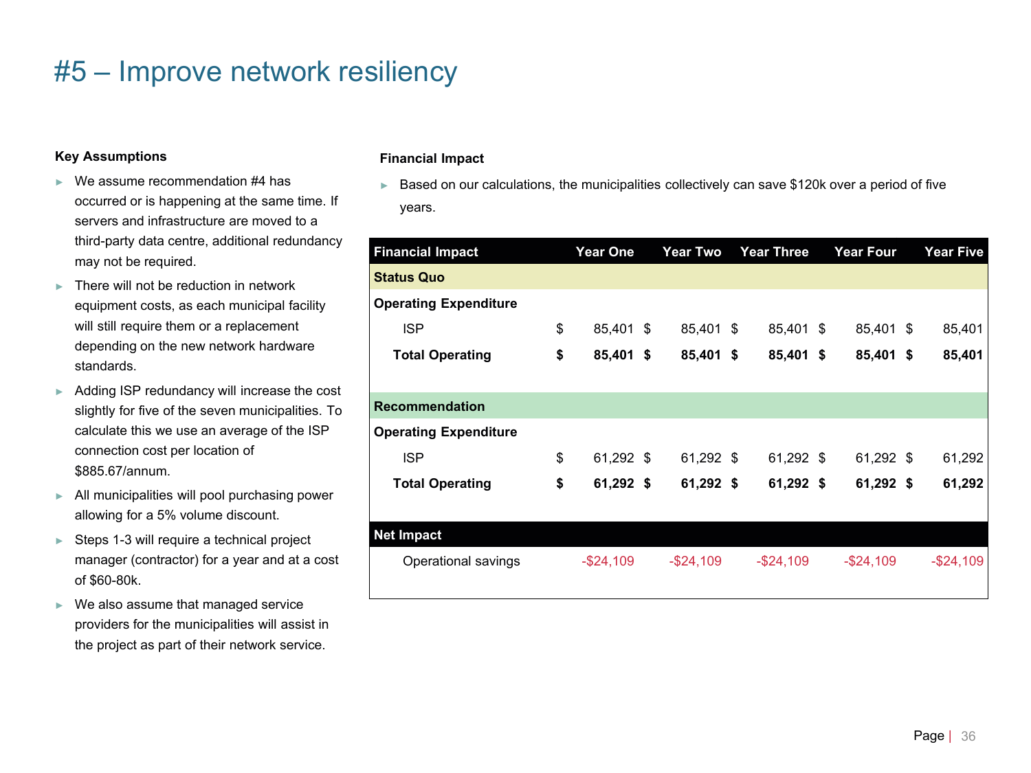# #5 – Improve network resiliency

**Key Assumptions**

- We assume recommendation #4 has occurred or is happening at the same time. If servers and infrastructure are moved to a third-party data centre, additional redundancy may not be required.
- There will not be reduction in network equipment costs, as each municipal facility will still require them or a replacement depending on the new network hardware standards.
- Adding ISP redundancy will increase the cost slightly for five of the seven municipalities. To calculate this we use an average of the ISP connection cost per location of $885.67/annum.
- All municipalities will pool purchasing power allowing for a 5% volume discount.
- Steps 1-3 will require a technical project manager (contractor) for a year and at a cost of $60-80k.
- We also assume that managed service providers for the municipalities will assist in the project as part of their network service.

**Financial Impact**

- Based on our calculations, the municipalities collectively can save $120k over a period of five years.

| Financial Impact | Year One | Year Two | Year Three | Year Four | Year Five |
|---|---|---|---|---|---|
| **Status Quo** | | | | | |
| **Operating Expenditure** | | | | | |
| ISP | $ 85,401 | $ 85,401 | $ 85,401 | $ 85,401 | $ 85,401 |
| **Total Operating** | **$ 85,401** | **$ 85,401** | **$ 85,401** | **$ 85,401** | **$ 85,401** |
| **Recommendation** | | | | | |
| **Operating Expenditure** | | | | | |
| ISP | $ 61,292 | $ 61,292 | $ 61,292 | $ 61,292 | $ 61,292 |
| **Total Operating** | **$ 61,292** | **$ 61,292** | **$ 61,292** | **$ 61,292** | **$ 61,292** |
| **Net Impact** | | | | | |
| Operational savings | -$24,109 | -$24,109 | -$24,109 | -$24,109 | -$24,109 |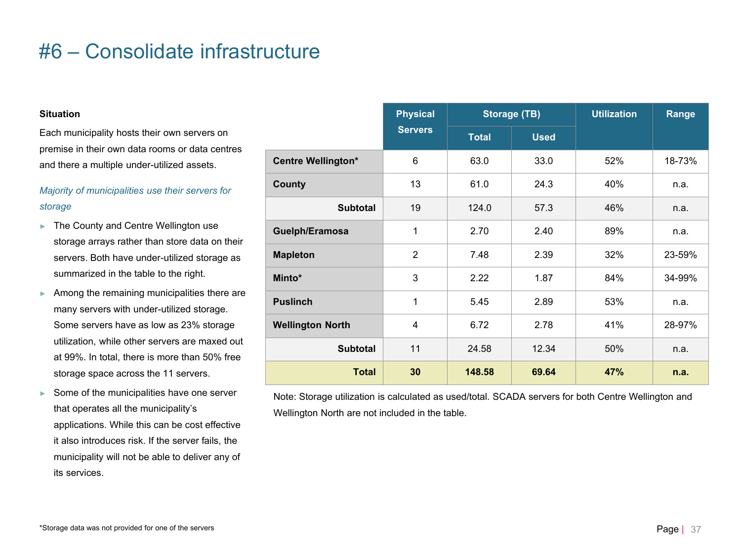# #6 – Consolidate infrastructure

**Situation**

Each municipality hosts their own servers on premise in their own data rooms or data centres and there a multiple under-utilized assets.

*Majority of municipalities use their servers for storage*

- The County and Centre Wellington use storage arrays rather than store data on their servers. Both have under-utilized storage as summarized in the table to the right.
- Among the remaining municipalities there are many servers with under-utilized storage. Some servers have as low as 23% storage utilization, while other servers are maxed out at 99%. In total, there is more than 50% free storage space across the 11 servers.
- Some of the municipalities have one server that operates all the municipality's applications. While this can be cost effective it also introduces risk. If the server fails, the municipality will not be able to deliver any of its services.

| | Physical Servers | Storage (TB) | | Utilization | Range |
|---|---|---|---|---|---|
| | | Total | Used | | |
| **Centre Wellington*** | 6 | 63.0 | 33.0 | 52% | 18-73% |
| **County** | 13 | 61.0 | 24.3 | 40% | n.a. |
| **Subtotal** | 19 | 124.0 | 57.3 | 46% | n.a. |
| **Guelph/Eramosa** | 1 | 2.70 | 2.40 | 89% | n.a. |
| **Mapleton** | 2 | 7.48 | 2.39 | 32% | 23-59% |
| **Minto*** | 3 | 2.22 | 1.87 | 84% | 34-99% |
| **Puslinch** | 1 | 5.45 | 2.89 | 53% | n.a. |
| **Wellington North** | 4 | 6.72 | 2.78 | 41% | 28-97% |
| **Subtotal** | 11 | 24.58 | 12.34 | 50% | n.a. |
| **Total** | **30** | **148.58** | **69.64** | **47%** | **n.a.** |

Note: Storage utilization is calculated as used/total. SCADA servers for both Centre Wellington and Wellington North are not included in the table.

*Storage data was not provided for one of the servers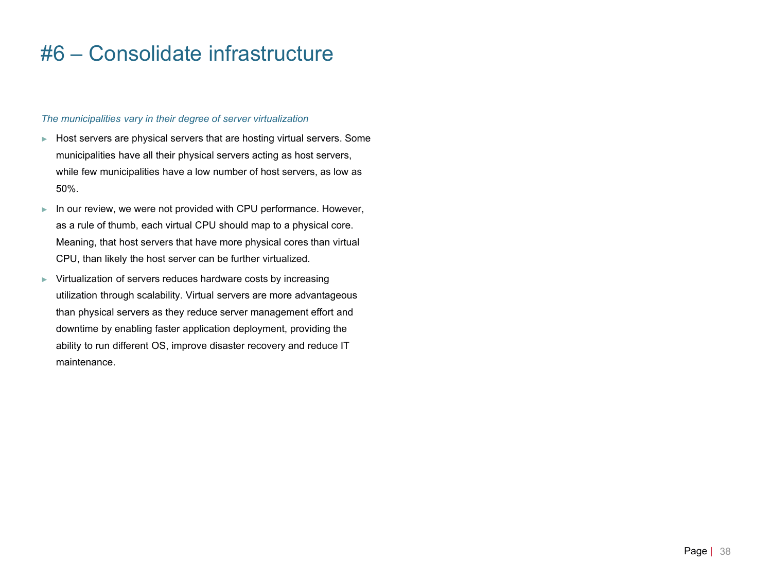# #6 – Consolidate infrastructure

*The municipalities vary in their degree of server virtualization*

- Host servers are physical servers that are hosting virtual servers. Some municipalities have all their physical servers acting as host servers, while few municipalities have a low number of host servers, as low as 50%.
- In our review, we were not provided with CPU performance. However, as a rule of thumb, each virtual CPU should map to a physical core. Meaning, that host servers that have more physical cores than virtual CPU, than likely the host server can be further virtualized.
- Virtualization of servers reduces hardware costs by increasing utilization through scalability. Virtual servers are more advantageous than physical servers as they reduce server management effort and downtime by enabling faster application deployment, providing the ability to run different OS, improve disaster recovery and reduce IT maintenance.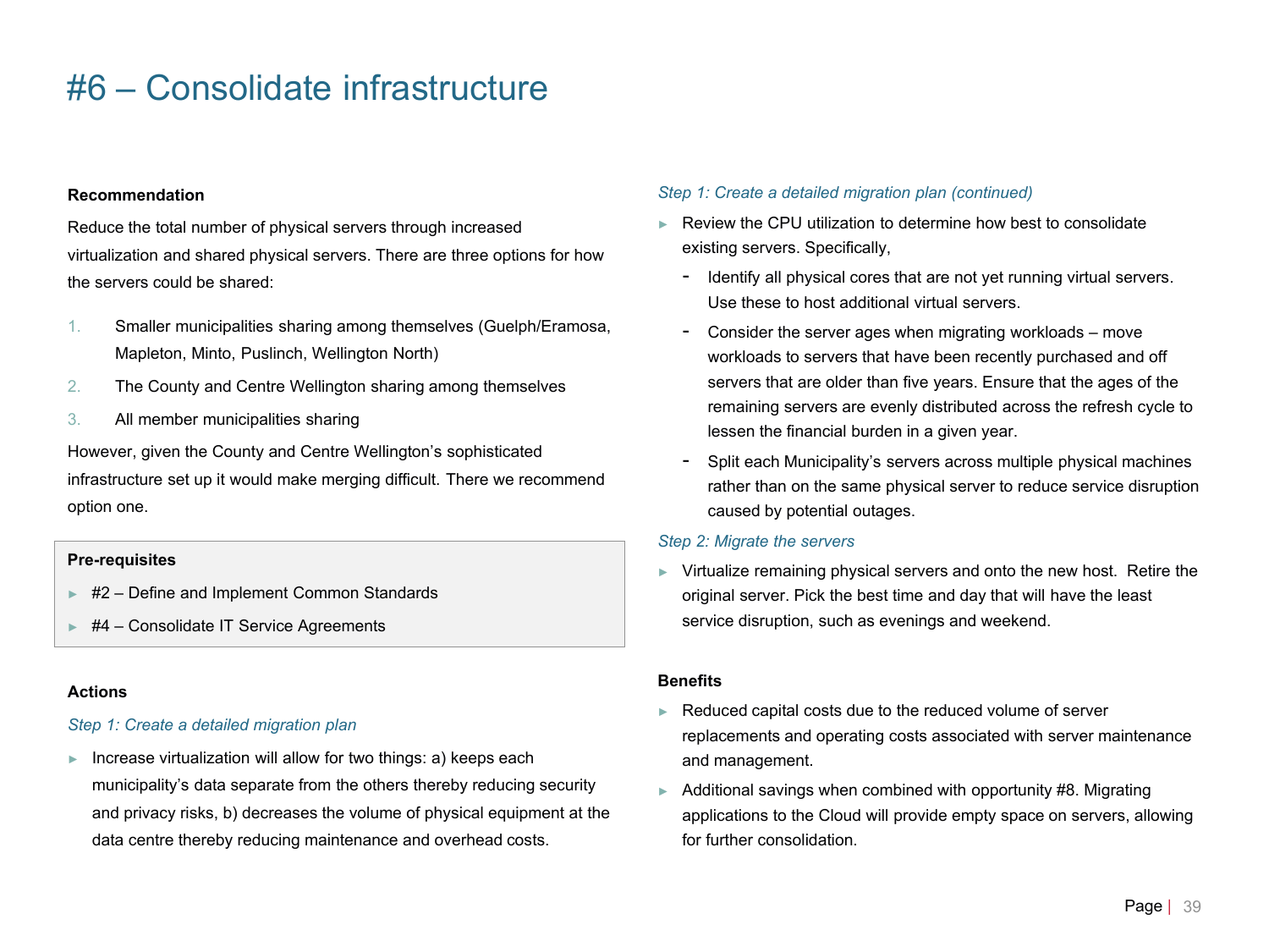# #6 – Consolidate infrastructure

**Recommendation**

Reduce the total number of physical servers through increased virtualization and shared physical servers. There are three options for how the servers could be shared:

1. Smaller municipalities sharing among themselves (Guelph/Eramosa, Mapleton, Minto, Puslinch, Wellington North)
2. The County and Centre Wellington sharing among themselves
3. All member municipalities sharing

However, given the County and Centre Wellington's sophisticated infrastructure set up it would make merging difficult. There we recommend option one.

**Pre-requisites**

- #2 – Define and Implement Common Standards
- #4 – Consolidate IT Service Agreements

**Actions**

*Step 1: Create a detailed migration plan*

- Increase virtualization will allow for two things: a) keeps each municipality's data separate from the others thereby reducing security and privacy risks, b) decreases the volume of physical equipment at the data centre thereby reducing maintenance and overhead costs.

*Step 1: Create a detailed migration plan (continued)*

- Review the CPU utilization to determine how best to consolidate existing servers. Specifically,
  - Identify all physical cores that are not yet running virtual servers. Use these to host additional virtual servers.
  - Consider the server ages when migrating workloads – move workloads to servers that have been recently purchased and off servers that are older than five years. Ensure that the ages of the remaining servers are evenly distributed across the refresh cycle to lessen the financial burden in a given year.
  - Split each Municipality's servers across multiple physical machines rather than on the same physical server to reduce service disruption caused by potential outages.

*Step 2: Migrate the servers*

- Virtualize remaining physical servers and onto the new host. Retire the original server. Pick the best time and day that will have the least service disruption, such as evenings and weekend.

**Benefits**

- Reduced capital costs due to the reduced volume of server replacements and operating costs associated with server maintenance and management.
- Additional savings when combined with opportunity #8. Migrating applications to the Cloud will provide empty space on servers, allowing for further consolidation.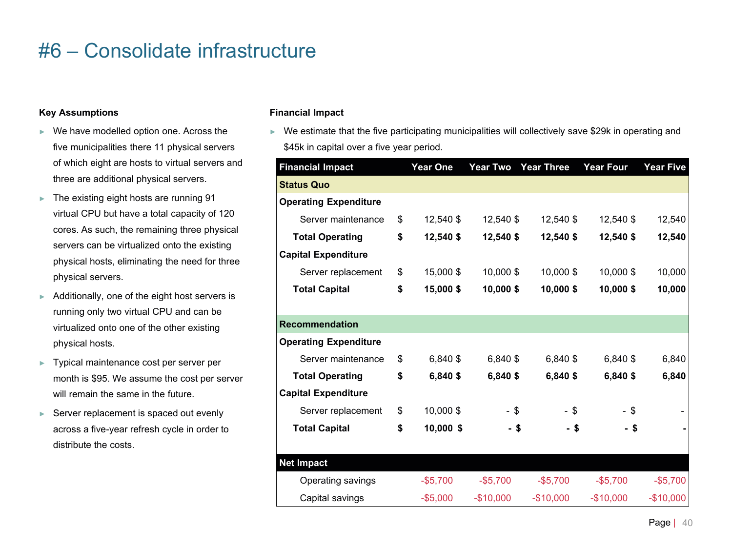# #6 – Consolidate infrastructure

**Key Assumptions**

- We have modelled option one. Across the five municipalities there 11 physical servers of which eight are hosts to virtual servers and three are additional physical servers.
- The existing eight hosts are running 91 virtual CPU but have a total capacity of 120 cores. As such, the remaining three physical servers can be virtualized onto the existing physical hosts, eliminating the need for three physical servers.
- Additionally, one of the eight host servers is running only two virtual CPU and can be virtualized onto one of the other existing physical hosts.
- Typical maintenance cost per server per month is $95. We assume the cost per server will remain the same in the future.
- Server replacement is spaced out evenly across a five-year refresh cycle in order to distribute the costs.

**Financial Impact**

- We estimate that the five participating municipalities will collectively save $29k in operating and $45k in capital over a five year period.

| Financial Impact | Year One | Year Two | Year Three | Year Four | Year Five |
|---|---|---|---|---|---|
| **Status Quo** | | | | | |
| **Operating Expenditure** | | | | | |
| Server maintenance | $ 12,540 | $ 12,540 | $ 12,540 | $ 12,540 | $ 12,540 |
| **Total Operating** | **$ 12,540** | **$ 12,540** | **$ 12,540** | **$ 12,540** | **$ 12,540** |
| **Capital Expenditure** | | | | | |
| Server replacement | $ 15,000 | $ 10,000 | $ 10,000 | $ 10,000 | $ 10,000 |
| **Total Capital** | **$ 15,000** | **$ 10,000** | **$ 10,000** | **$ 10,000** | **$ 10,000** |
| **Recommendation** | | | | | |
| **Operating Expenditure** | | | | | |
| Server maintenance | $ 6,840 | $ 6,840 | $ 6,840 | $ 6,840 | $ 6,840 |
| **Total Operating** | **$ 6,840** | **$ 6,840** | **$ 6,840** | **$ 6,840** | **$ 6,840** |
| **Capital Expenditure** | | | | | |
| Server replacement | $ 10,000 | $ - | $ - | $ - | $ - |
| **Total Capital** | **$ 10,000** | **$ -** | **$ -** | **$ -** | **$ -** |
| **Net Impact** | | | | | |
| Operating savings | -$5,700 | -$5,700 | -$5,700 | -$5,700 | -$5,700 |
| Capital savings | -$5,000 | -$10,000 | -$10,000 | -$10,000 | -$10,000 |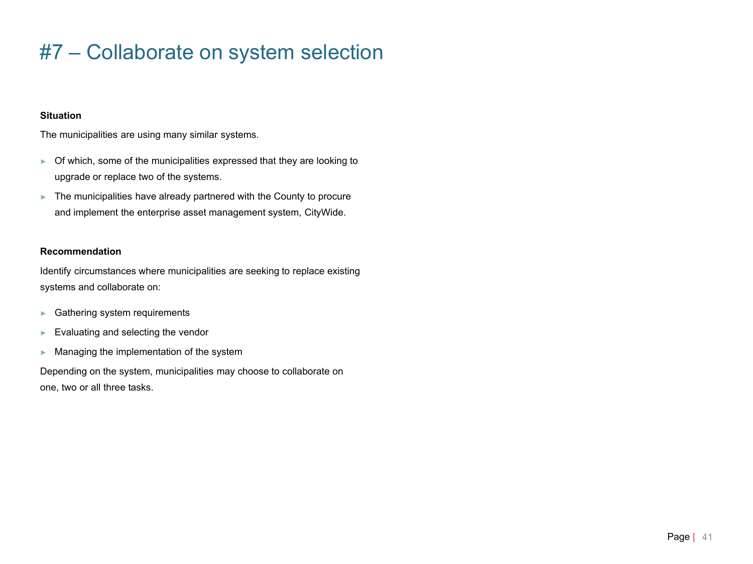# #7 – Collaborate on system selection

**Situation**

The municipalities are using many similar systems.

- Of which, some of the municipalities expressed that they are looking to upgrade or replace two of the systems.
- The municipalities have already partnered with the County to procure and implement the enterprise asset management system, CityWide.

**Recommendation**

Identify circumstances where municipalities are seeking to replace existing systems and collaborate on:

- Gathering system requirements
- Evaluating and selecting the vendor
- Managing the implementation of the system

Depending on the system, municipalities may choose to collaborate on one, two or all three tasks.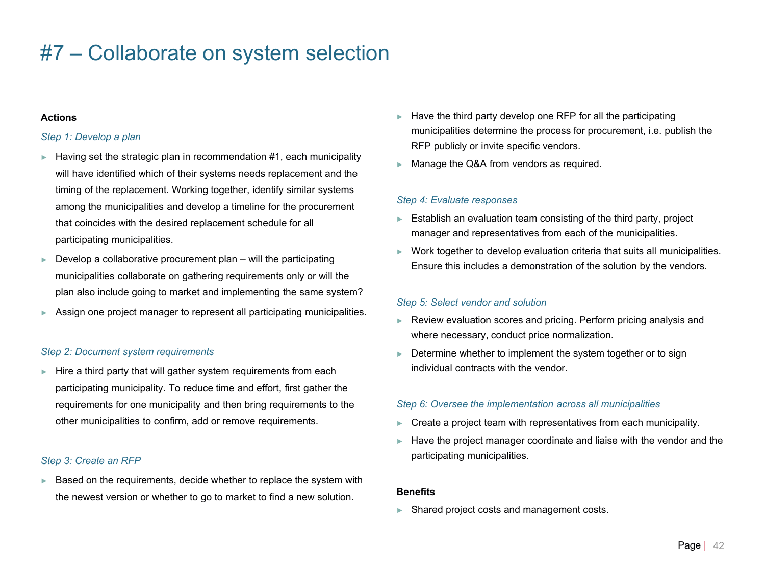# #7 – Collaborate on system selection

**Actions**

*Step 1: Develop a plan*

- Having set the strategic plan in recommendation #1, each municipality will have identified which of their systems needs replacement and the timing of the replacement. Working together, identify similar systems among the municipalities and develop a timeline for the procurement that coincides with the desired replacement schedule for all participating municipalities.
- Develop a collaborative procurement plan – will the participating municipalities collaborate on gathering requirements only or will the plan also include going to market and implementing the same system?
- Assign one project manager to represent all participating municipalities.

*Step 2: Document system requirements*

- Hire a third party that will gather system requirements from each participating municipality. To reduce time and effort, first gather the requirements for one municipality and then bring requirements to the other municipalities to confirm, add or remove requirements.

*Step 3: Create an RFP*

- Based on the requirements, decide whether to replace the system with the newest version or whether to go to market to find a new solution.
- Have the third party develop one RFP for all the participating municipalities determine the process for procurement, i.e. publish the RFP publicly or invite specific vendors.
- Manage the Q&A from vendors as required.

*Step 4: Evaluate responses*

- Establish an evaluation team consisting of the third party, project manager and representatives from each of the municipalities.
- Work together to develop evaluation criteria that suits all municipalities. Ensure this includes a demonstration of the solution by the vendors.

*Step 5: Select vendor and solution*

- Review evaluation scores and pricing. Perform pricing analysis and where necessary, conduct price normalization.
- Determine whether to implement the system together or to sign individual contracts with the vendor.

*Step 6: Oversee the implementation across all municipalities*

- Create a project team with representatives from each municipality.
- Have the project manager coordinate and liaise with the vendor and the participating municipalities.

**Benefits**

- Shared project costs and management costs.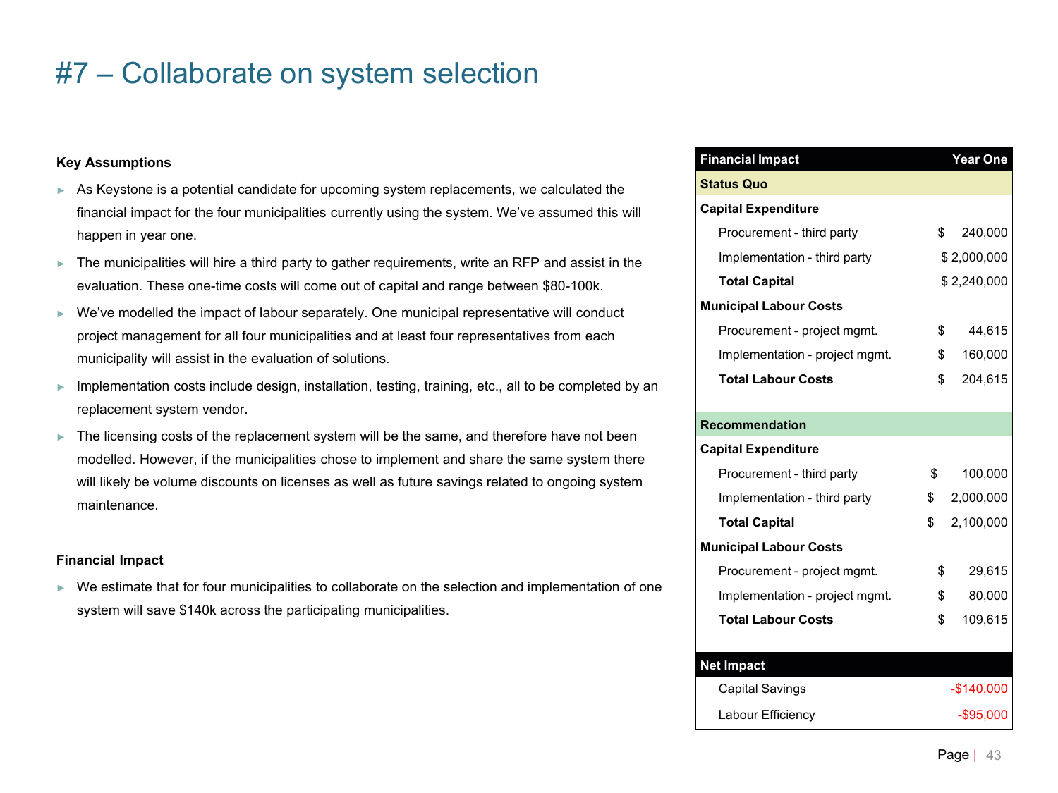# #7 – Collaborate on system selection

**Key Assumptions**

- As Keystone is a potential candidate for upcoming system replacements, we calculated the financial impact for the four municipalities currently using the system. We've assumed this will happen in year one.
- The municipalities will hire a third party to gather requirements, write an RFP and assist in the evaluation. These one-time costs will come out of capital and range between $80-100k.
- We've modelled the impact of labour separately. One municipal representative will conduct project management for all four municipalities and at least four representatives from each municipality will assist in the evaluation of solutions.
- Implementation costs include design, installation, testing, training, etc., all to be completed by an replacement system vendor.
- The licensing costs of the replacement system will be the same, and therefore have not been modelled. However, if the municipalities chose to implement and share the same system there will likely be volume discounts on licenses as well as future savings related to ongoing system maintenance.

**Financial Impact**

- We estimate that for four municipalities to collaborate on the selection and implementation of one system will save $140k across the participating municipalities.

| Financial Impact | Year One |
|---|---|
| **Status Quo** | |
| **Capital Expenditure** | |
| Procurement - third party | $ 240,000 |
| Implementation - third party | $ 2,000,000 |
| **Total Capital** | $ 2,240,000 |
| **Municipal Labour Costs** | |
| Procurement - project mgmt. | $ 44,615 |
| Implementation - project mgmt. | $ 160,000 |
| **Total Labour Costs** | $ 204,615 |
| **Recommendation** | |
| **Capital Expenditure** | |
| Procurement - third party | $ 100,000 |
| Implementation - third party | $ 2,000,000 |
| **Total Capital** | $ 2,100,000 |
| **Municipal Labour Costs** | |
| Procurement - project mgmt. | $ 29,615 |
| Implementation - project mgmt. | $ 80,000 |
| **Total Labour Costs** | $ 109,615 |
| **Net Impact** | |
| Capital Savings | -$140,000 |
| Labour Efficiency | -$95,000 |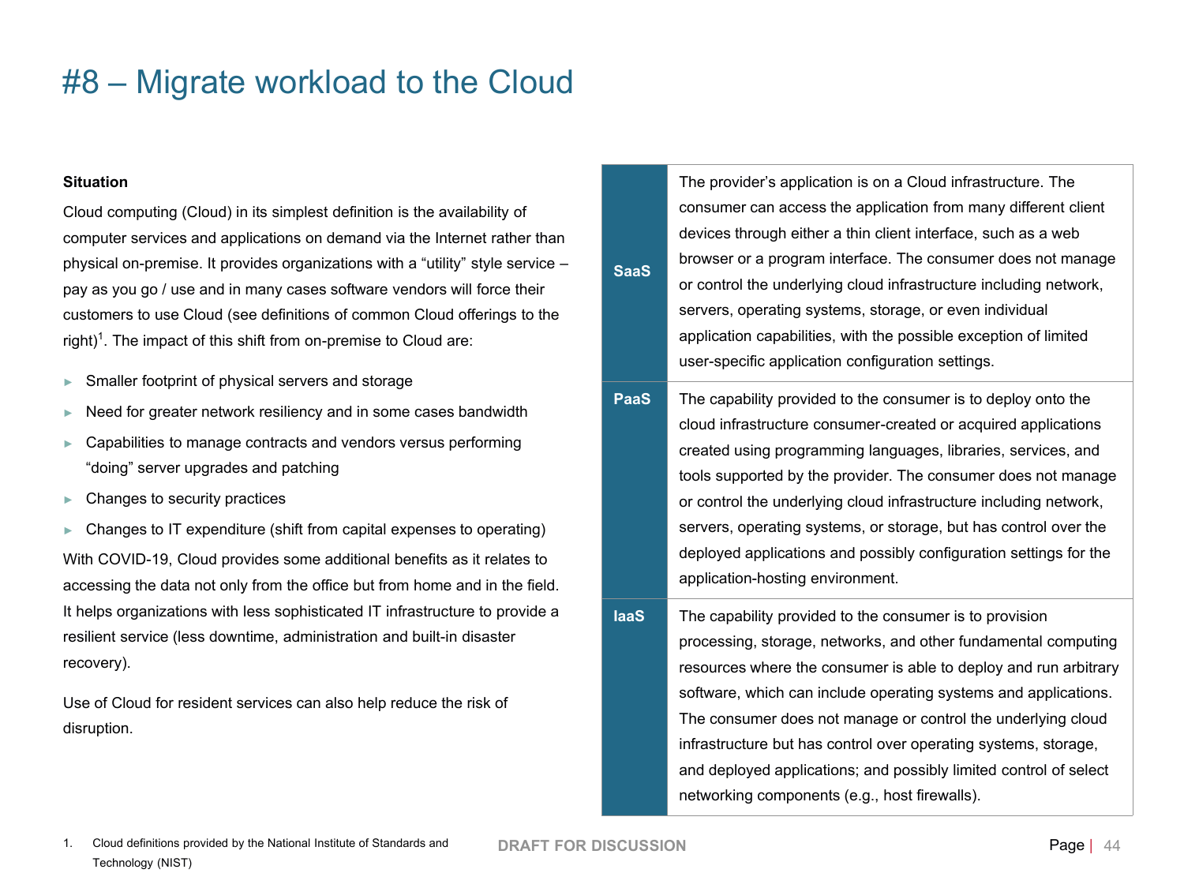# #8 – Migrate workload to the Cloud

**Situation**

Cloud computing (Cloud) in its simplest definition is the availability of computer services and applications on demand via the Internet rather than physical on-premise. It provides organizations with a “utility” style service – pay as you go / use and in many cases software vendors will force their customers to use Cloud (see definitions of common Cloud offerings to the right)[1]. The impact of this shift from on-premise to Cloud are:

- Smaller footprint of physical servers and storage
- Need for greater network resiliency and in some cases bandwidth
- Capabilities to manage contracts and vendors versus performing “doing” server upgrades and patching
- Changes to security practices
- Changes to IT expenditure (shift from capital expenses to operating)

With COVID-19, Cloud provides some additional benefits as it relates to accessing the data not only from the office but from home and in the field. It helps organizations with less sophisticated IT infrastructure to provide a resilient service (less downtime, administration and built-in disaster recovery).

Use of Cloud for resident services can also help reduce the risk of disruption.

| | |
|---|---|
| **SaaS** | The provider’s application is on a Cloud infrastructure. The consumer can access the application from many different client devices through either a thin client interface, such as a web browser or a program interface. The consumer does not manage or control the underlying cloud infrastructure including network, servers, operating systems, storage, or even individual application capabilities, with the possible exception of limited user-specific application configuration settings. |
| **PaaS** | The capability provided to the consumer is to deploy onto the cloud infrastructure consumer-created or acquired applications created using programming languages, libraries, services, and tools supported by the provider. The consumer does not manage or control the underlying cloud infrastructure including network, servers, operating systems, or storage, but has control over the deployed applications and possibly configuration settings for the application-hosting environment. |
| **IaaS** | The capability provided to the consumer is to provision processing, storage, networks, and other fundamental computing resources where the consumer is able to deploy and run arbitrary software, which can include operating systems and applications. The consumer does not manage or control the underlying cloud infrastructure but has control over operating systems, storage, and deployed applications; and possibly limited control of select networking components (e.g., host firewalls). |

1. Cloud definitions provided by the National Institute of Standards and Technology (NIST)

DRAFT FOR DISCUSSION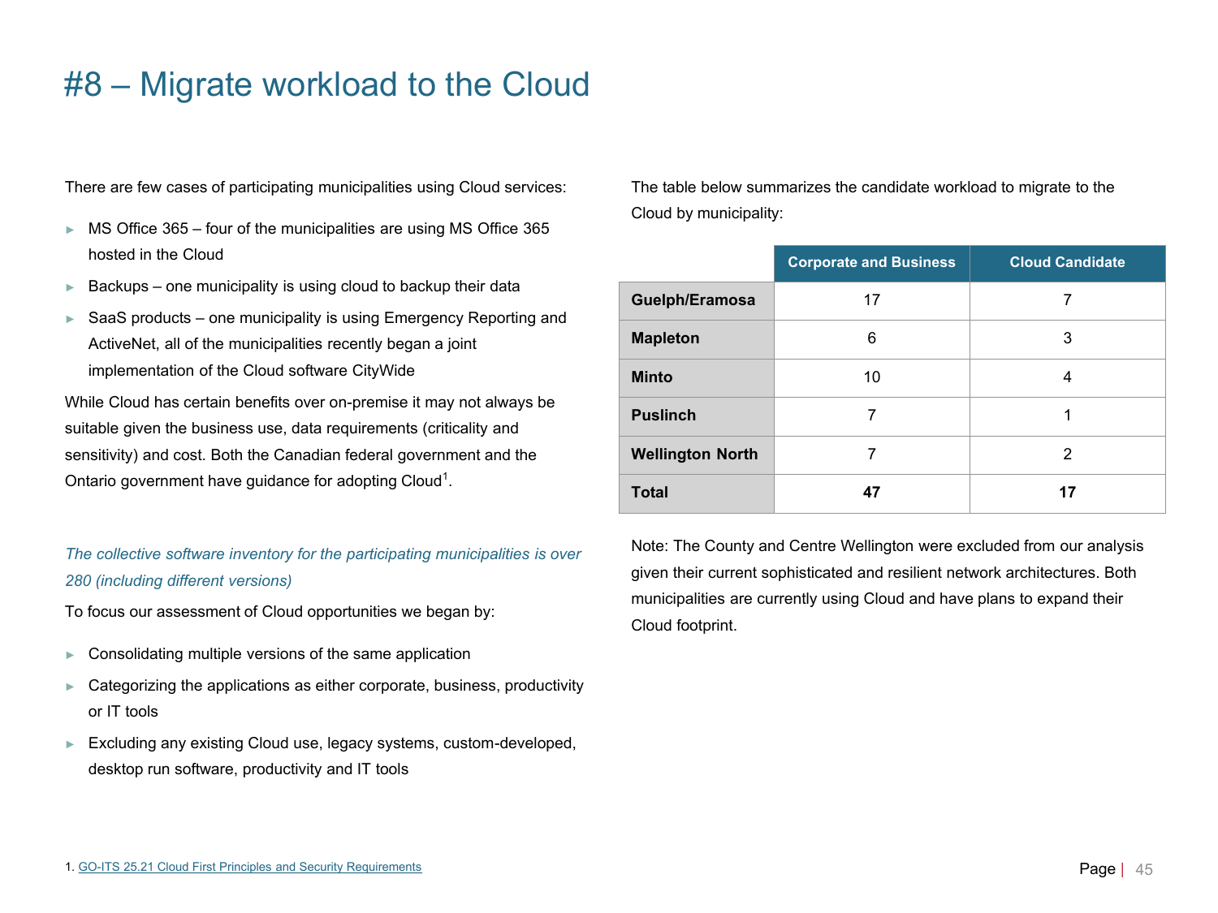# #8 – Migrate workload to the Cloud

There are few cases of participating municipalities using Cloud services:

- MS Office 365 – four of the municipalities are using MS Office 365 hosted in the Cloud
- Backups – one municipality is using cloud to backup their data
- SaaS products – one municipality is using Emergency Reporting and ActiveNet, all of the municipalities recently began a joint implementation of the Cloud software CityWide

While Cloud has certain benefits over on-premise it may not always be suitable given the business use, data requirements (criticality and sensitivity) and cost. Both the Canadian federal government and the Ontario government have guidance for adopting Cloud[1].

*The collective software inventory for the participating municipalities is over 280 (including different versions)*

To focus our assessment of Cloud opportunities we began by:

- Consolidating multiple versions of the same application
- Categorizing the applications as either corporate, business, productivity or IT tools
- Excluding any existing Cloud use, legacy systems, custom-developed, desktop run software, productivity and IT tools

The table below summarizes the candidate workload to migrate to the Cloud by municipality:

| | Corporate and Business | Cloud Candidate |
|---|---|---|
| **Guelph/Eramosa** | 17 | 7 |
| **Mapleton** | 6 | 3 |
| **Minto** | 10 | 4 |
| **Puslinch** | 7 | 1 |
| **Wellington North** | 7 | 2 |
| **Total** | **47** | **17** |

Note: The County and Centre Wellington were excluded from our analysis given their current sophisticated and resilient network architectures. Both municipalities are currently using Cloud and have plans to expand their Cloud footprint.

1. GO-ITS 25.21 Cloud First Principles and Security Requirements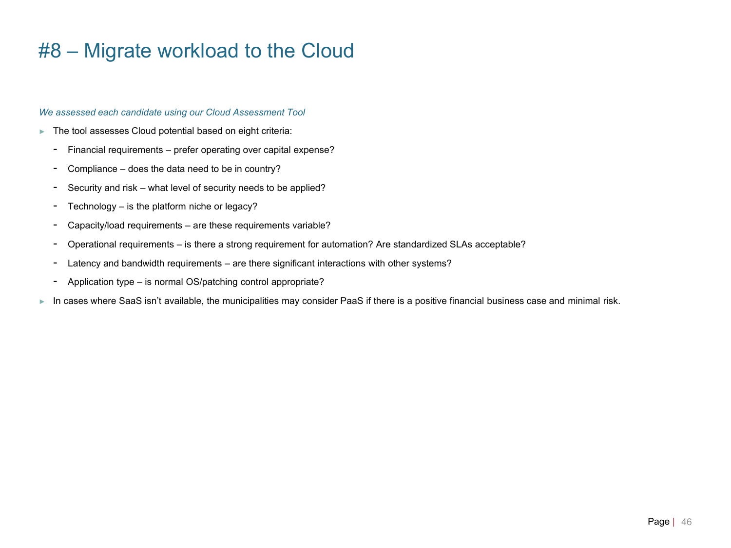# #8 – Migrate workload to the Cloud

*We assessed each candidate using our Cloud Assessment Tool*

- The tool assesses Cloud potential based on eight criteria:
  - Financial requirements – prefer operating over capital expense?
  - Compliance – does the data need to be in country?
  - Security and risk – what level of security needs to be applied?
  - Technology – is the platform niche or legacy?
  - Capacity/load requirements – are these requirements variable?
  - Operational requirements – is there a strong requirement for automation? Are standardized SLAs acceptable?
  - Latency and bandwidth requirements – are there significant interactions with other systems?
  - Application type – is normal OS/patching control appropriate?
- In cases where SaaS isn't available, the municipalities may consider PaaS if there is a positive financial business case and minimal risk.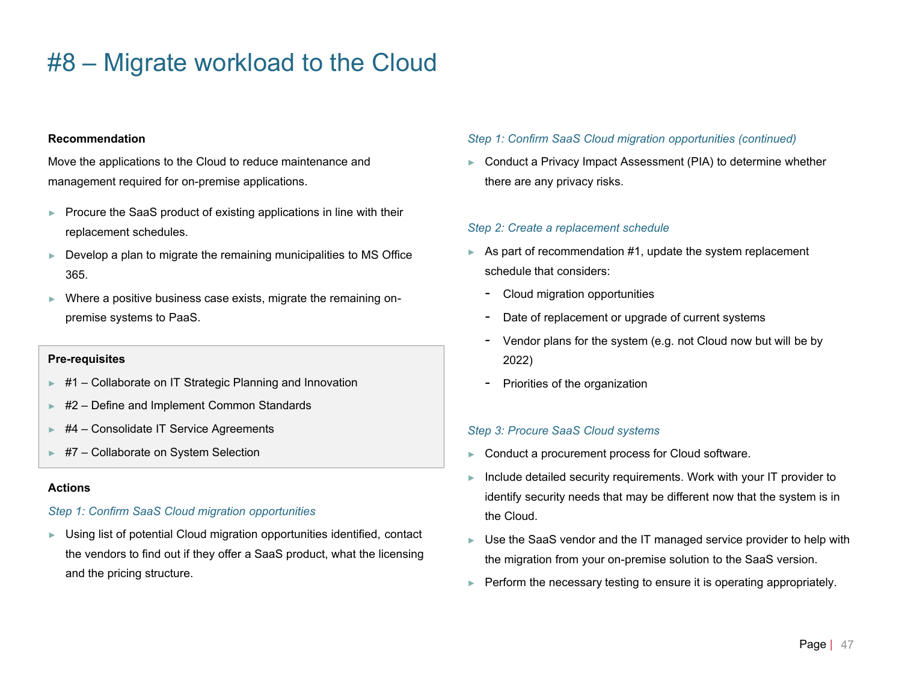# #8 – Migrate workload to the Cloud

**Recommendation**

Move the applications to the Cloud to reduce maintenance and management required for on-premise applications.

- Procure the SaaS product of existing applications in line with their replacement schedules.
- Develop a plan to migrate the remaining municipalities to MS Office 365.
- Where a positive business case exists, migrate the remaining on-premise systems to PaaS.

**Pre-requisites**

- #1 – Collaborate on IT Strategic Planning and Innovation
- #2 – Define and Implement Common Standards
- #4 – Consolidate IT Service Agreements
- #7 – Collaborate on System Selection

**Actions**

*Step 1: Confirm SaaS Cloud migration opportunities*

- Using list of potential Cloud migration opportunities identified, contact the vendors to find out if they offer a SaaS product, what the licensing and the pricing structure.

*Step 1: Confirm SaaS Cloud migration opportunities (continued)*

- Conduct a Privacy Impact Assessment (PIA) to determine whether there are any privacy risks.

*Step 2: Create a replacement schedule*

- As part of recommendation #1, update the system replacement schedule that considers:
  - Cloud migration opportunities
  - Date of replacement or upgrade of current systems
  - Vendor plans for the system (e.g. not Cloud now but will be by 2022)
  - Priorities of the organization

*Step 3: Procure SaaS Cloud systems*

- Conduct a procurement process for Cloud software.
- Include detailed security requirements. Work with your IT provider to identify security needs that may be different now that the system is in the Cloud.
- Use the SaaS vendor and the IT managed service provider to help with the migration from your on-premise solution to the SaaS version.
- Perform the necessary testing to ensure it is operating appropriately.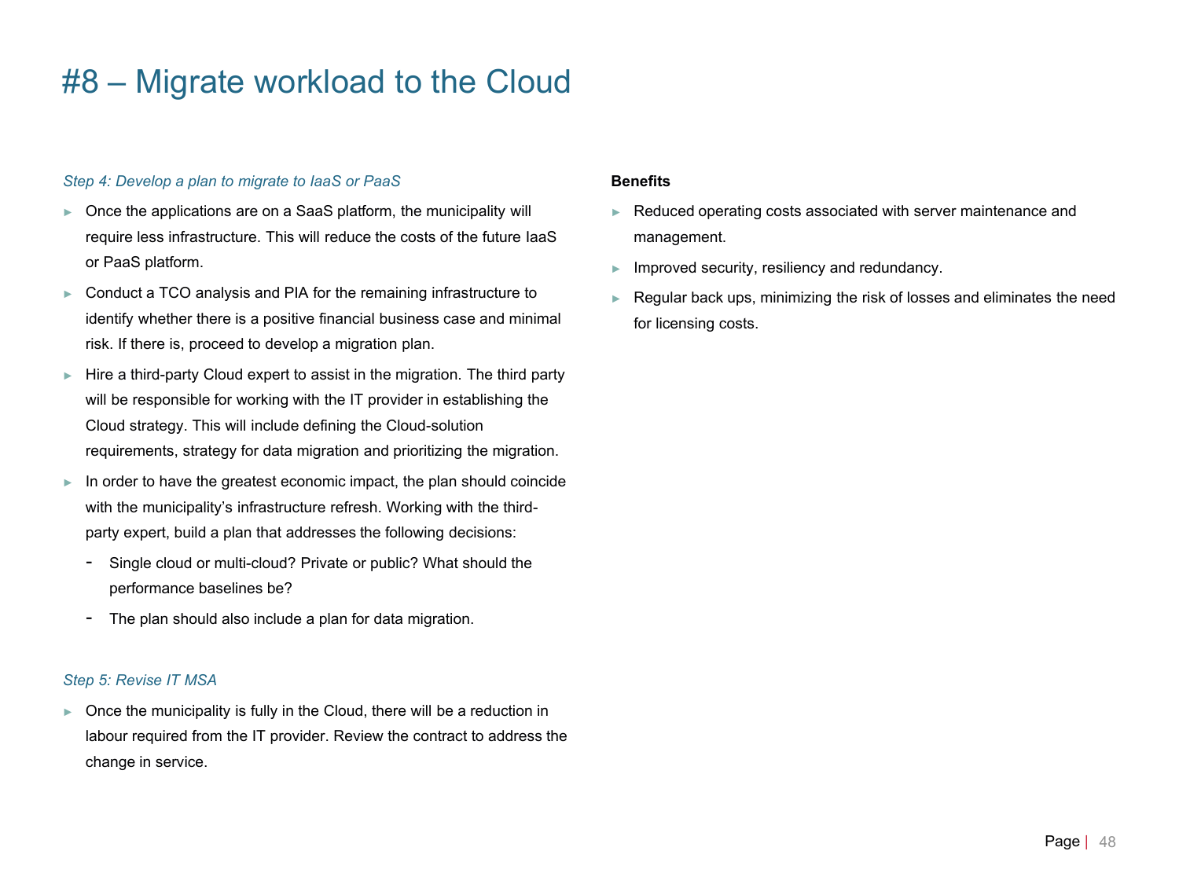# #8 – Migrate workload to the Cloud

*Step 4: Develop a plan to migrate to IaaS or PaaS*

- Once the applications are on a SaaS platform, the municipality will require less infrastructure. This will reduce the costs of the future IaaS or PaaS platform.
- Conduct a TCO analysis and PIA for the remaining infrastructure to identify whether there is a positive financial business case and minimal risk. If there is, proceed to develop a migration plan.
- Hire a third-party Cloud expert to assist in the migration. The third party will be responsible for working with the IT provider in establishing the Cloud strategy. This will include defining the Cloud-solution requirements, strategy for data migration and prioritizing the migration.
- In order to have the greatest economic impact, the plan should coincide with the municipality's infrastructure refresh. Working with the third-party expert, build a plan that addresses the following decisions:
  - Single cloud or multi-cloud? Private or public? What should the performance baselines be?
  - The plan should also include a plan for data migration.

*Step 5: Revise IT MSA*

- Once the municipality is fully in the Cloud, there will be a reduction in labour required from the IT provider. Review the contract to address the change in service.

**Benefits**

- Reduced operating costs associated with server maintenance and management.
- Improved security, resiliency and redundancy.
- Regular back ups, minimizing the risk of losses and eliminates the need for licensing costs.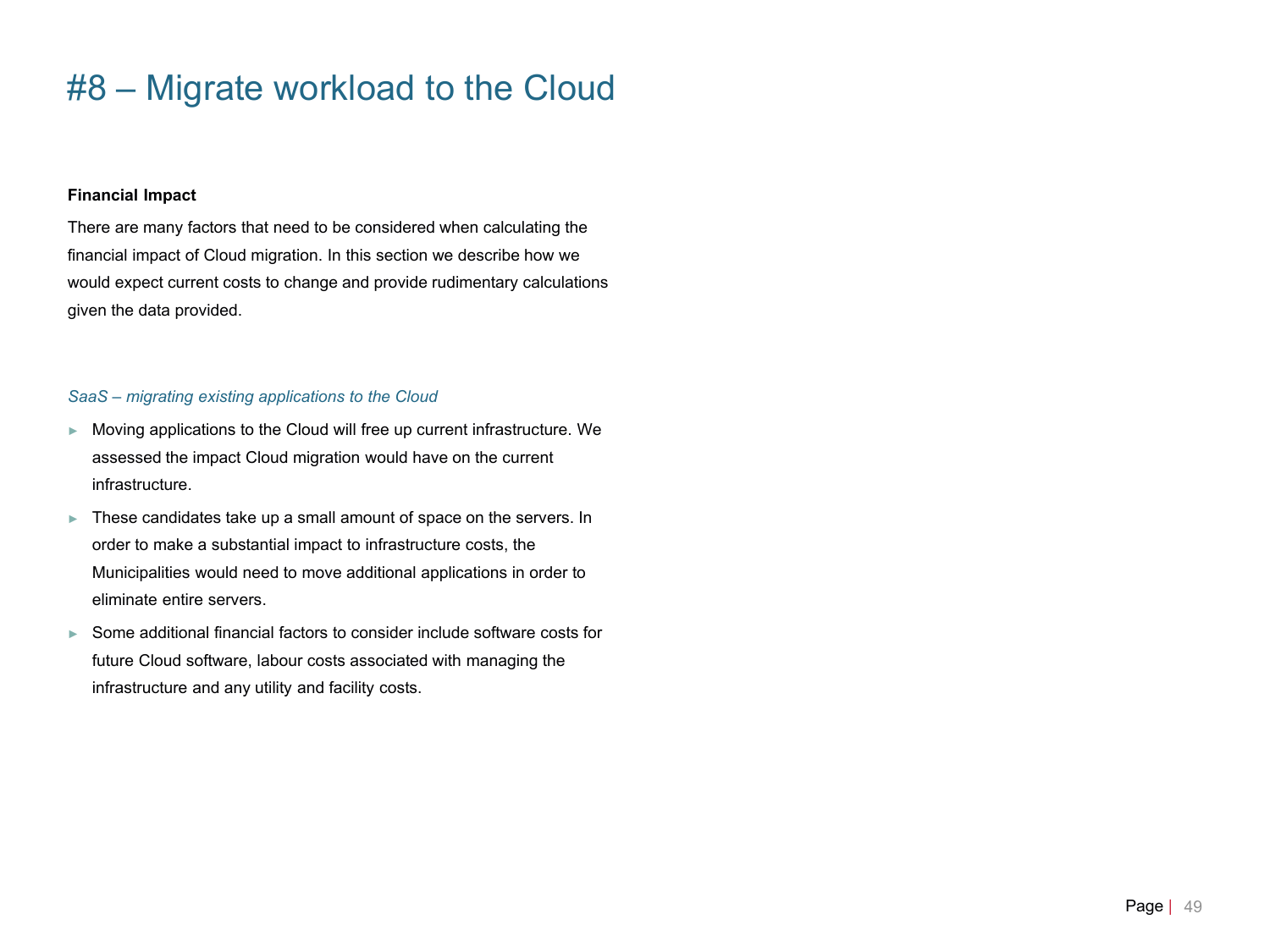# #8 – Migrate workload to the Cloud

**Financial Impact**

There are many factors that need to be considered when calculating the financial impact of Cloud migration. In this section we describe how we would expect current costs to change and provide rudimentary calculations given the data provided.

*SaaS – migrating existing applications to the Cloud*

- Moving applications to the Cloud will free up current infrastructure. We assessed the impact Cloud migration would have on the current infrastructure.
- These candidates take up a small amount of space on the servers. In order to make a substantial impact to infrastructure costs, the Municipalities would need to move additional applications in order to eliminate entire servers.
- Some additional financial factors to consider include software costs for future Cloud software, labour costs associated with managing the infrastructure and any utility and facility costs.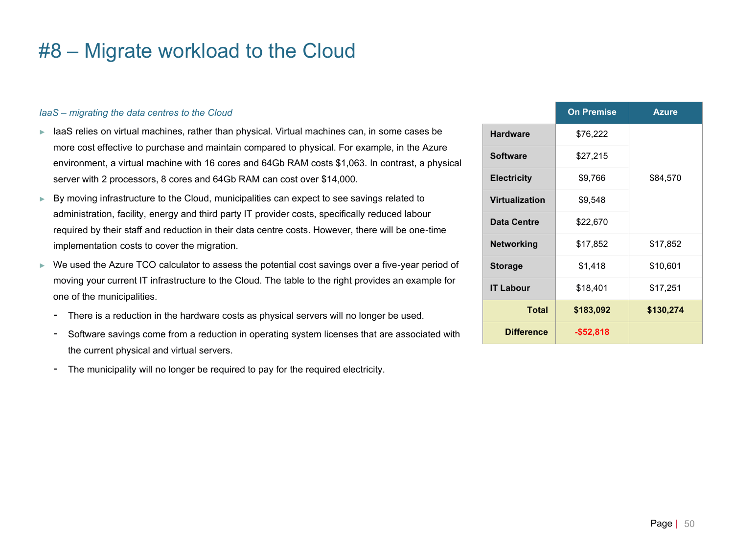# #8 – Migrate workload to the Cloud

*IaaS – migrating the data centres to the Cloud*

- IaaS relies on virtual machines, rather than physical. Virtual machines can, in some cases be more cost effective to purchase and maintain compared to physical. For example, in the Azure environment, a virtual machine with 16 cores and 64Gb RAM costs $1,063. In contrast, a physical server with 2 processors, 8 cores and 64Gb RAM can cost over $14,000.
- By moving infrastructure to the Cloud, municipalities can expect to see savings related to administration, facility, energy and third party IT provider costs, specifically reduced labour required by their staff and reduction in their data centre costs. However, there will be one-time implementation costs to cover the migration.
- We used the Azure TCO calculator to assess the potential cost savings over a five-year period of moving your current IT infrastructure to the Cloud. The table to the right provides an example for one of the municipalities.
  - There is a reduction in the hardware costs as physical servers will no longer be used.
  - Software savings come from a reduction in operating system licenses that are associated with the current physical and virtual servers.
  - The municipality will no longer be required to pay for the required electricity.

| | On Premise | Azure |
|---|---|---|
| **Hardware** | $76,222 | $84,570 |
| **Software** | $27,215 | |
| **Electricity** | $9,766 | |
| **Virtualization** | $9,548 | |
| **Data Centre** | $22,670 | |
| **Networking** | $17,852 | $17,852 |
| **Storage** | $1,418 | $10,601 |
| **IT Labour** | $18,401 | $17,251 |
| **Total** | **$183,092** | **$130,274** |
| **Difference** | **-$52,818** | |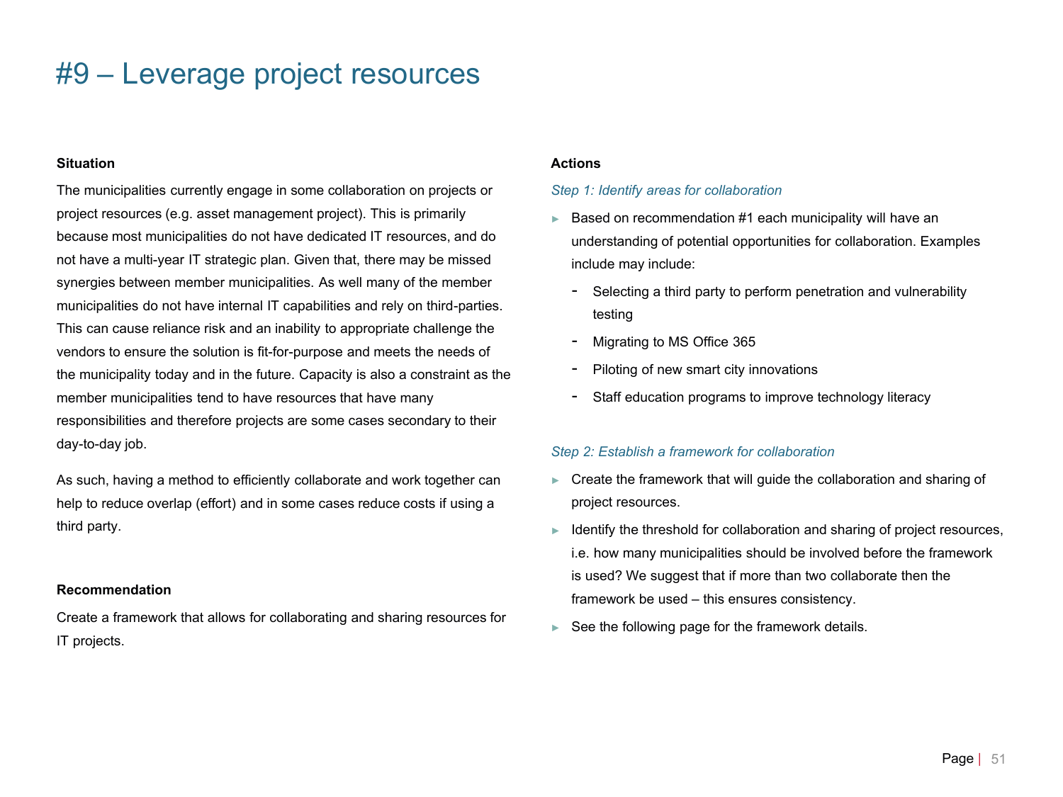# #9 – Leverage project resources

**Situation**

The municipalities currently engage in some collaboration on projects or project resources (e.g. asset management project). This is primarily because most municipalities do not have dedicated IT resources, and do not have a multi-year IT strategic plan. Given that, there may be missed synergies between member municipalities. As well many of the member municipalities do not have internal IT capabilities and rely on third-parties. This can cause reliance risk and an inability to appropriate challenge the vendors to ensure the solution is fit-for-purpose and meets the needs of the municipality today and in the future. Capacity is also a constraint as the member municipalities tend to have resources that have many responsibilities and therefore projects are some cases secondary to their day-to-day job.

As such, having a method to efficiently collaborate and work together can help to reduce overlap (effort) and in some cases reduce costs if using a third party.

**Recommendation**

Create a framework that allows for collaborating and sharing resources for IT projects.

**Actions**

*Step 1: Identify areas for collaboration*

- Based on recommendation #1 each municipality will have an understanding of potential opportunities for collaboration. Examples include may include:
  - Selecting a third party to perform penetration and vulnerability testing
  - Migrating to MS Office 365
  - Piloting of new smart city innovations
  - Staff education programs to improve technology literacy

*Step 2: Establish a framework for collaboration*

- Create the framework that will guide the collaboration and sharing of project resources.
- Identify the threshold for collaboration and sharing of project resources, i.e. how many municipalities should be involved before the framework is used? We suggest that if more than two collaborate then the framework be used – this ensures consistency.
- See the following page for the framework details.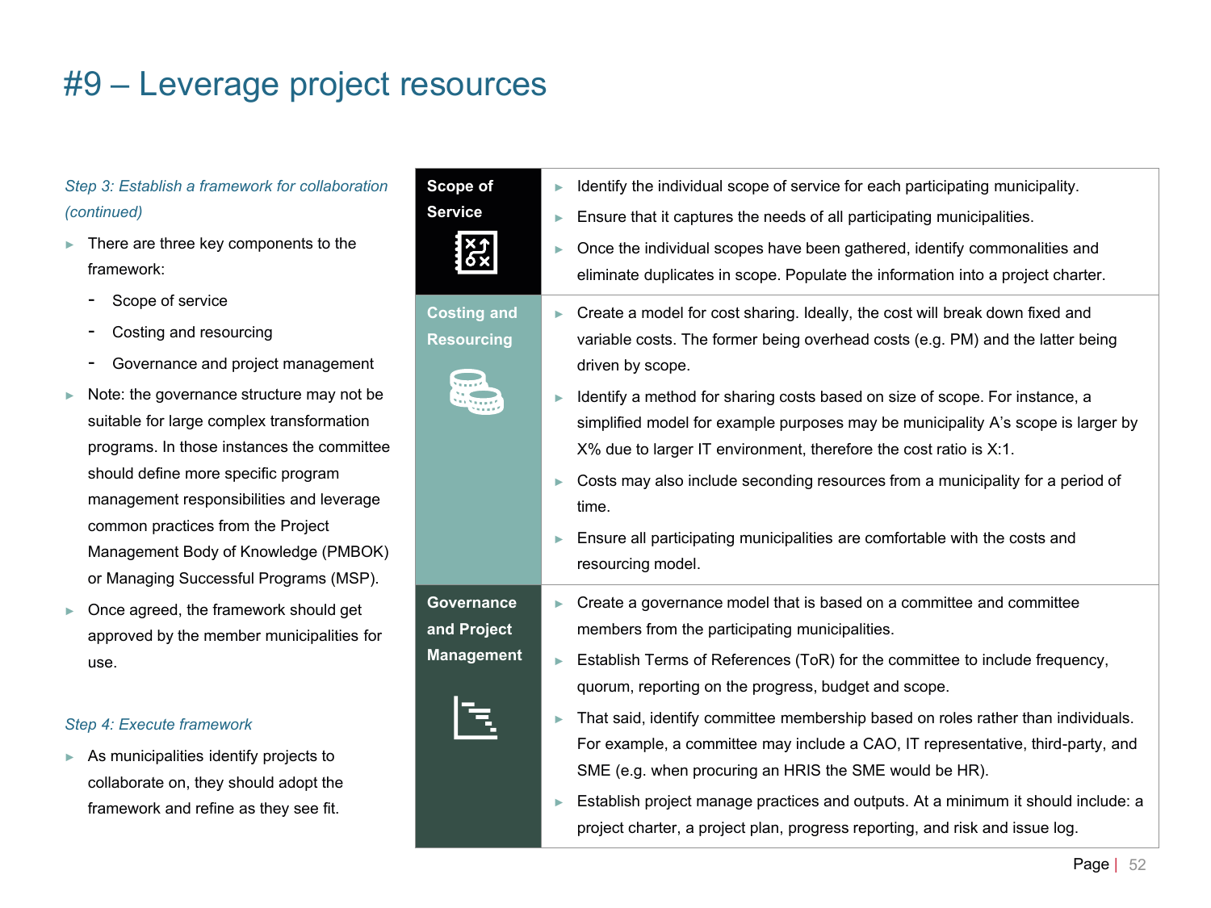# #9 – Leverage project resources

*Step 3: Establish a framework for collaboration (continued)*

- There are three key components to the framework:
  - Scope of service
  - Costing and resourcing
  - Governance and project management
- Note: the governance structure may not be suitable for large complex transformation programs. In those instances the committee should define more specific program management responsibilities and leverage common practices from the Project Management Body of Knowledge (PMBOK) or Managing Successful Programs (MSP).
- Once agreed, the framework should get approved by the member municipalities for use.

*Step 4: Execute framework*

- As municipalities identify projects to collaborate on, they should adopt the framework and refine as they see fit.

| Component | Description |
| --- | --- |
| **Scope of Service** | <ul><li>Identify the individual scope of service for each participating municipality.</li><li>Ensure that it captures the needs of all participating municipalities.</li><li>Once the individual scopes have been gathered, identify commonalities and eliminate duplicates in scope. Populate the information into a project charter.</li></ul> |
| **Costing and Resourcing** | <ul><li>Create a model for cost sharing. Ideally, the cost will break down fixed and variable costs. The former being overhead costs (e.g. PM) and the latter being driven by scope.</li><li>Identify a method for sharing costs based on size of scope. For instance, a simplified model for example purposes may be municipality A's scope is larger by X% due to larger IT environment, therefore the cost ratio is X:1.</li><li>Costs may also include seconding resources from a municipality for a period of time.</li><li>Ensure all participating municipalities are comfortable with the costs and resourcing model.</li></ul> |
| **Governance and Project Management** | <ul><li>Create a governance model that is based on a committee and committee members from the participating municipalities.</li><li>Establish Terms of References (ToR) for the committee to include frequency, quorum, reporting on the progress, budget and scope.</li><li>That said, identify committee membership based on roles rather than individuals. For example, a committee may include a CAO, IT representative, third-party, and SME (e.g. when procuring an HRIS the SME would be HR).</li><li>Establish project manage practices and outputs. At a minimum it should include: a project charter, a project plan, progress reporting, and risk and issue log.</li></ul> |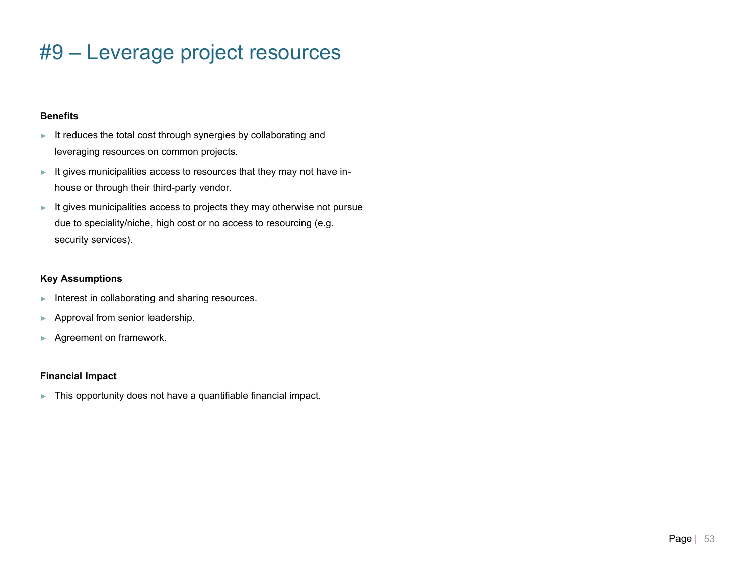# #9 – Leverage project resources

**Benefits**

- It reduces the total cost through synergies by collaborating and leveraging resources on common projects.
- It gives municipalities access to resources that they may not have in-house or through their third-party vendor.
- It gives municipalities access to projects they may otherwise not pursue due to speciality/niche, high cost or no access to resourcing (e.g. security services).

**Key Assumptions**

- Interest in collaborating and sharing resources.
- Approval from senior leadership.
- Agreement on framework.

**Financial Impact**

- This opportunity does not have a quantifiable financial impact.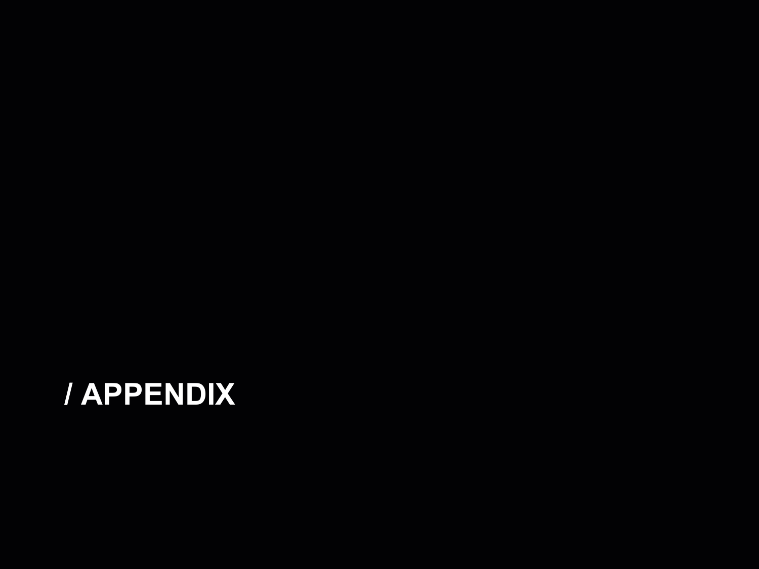# / APPENDIX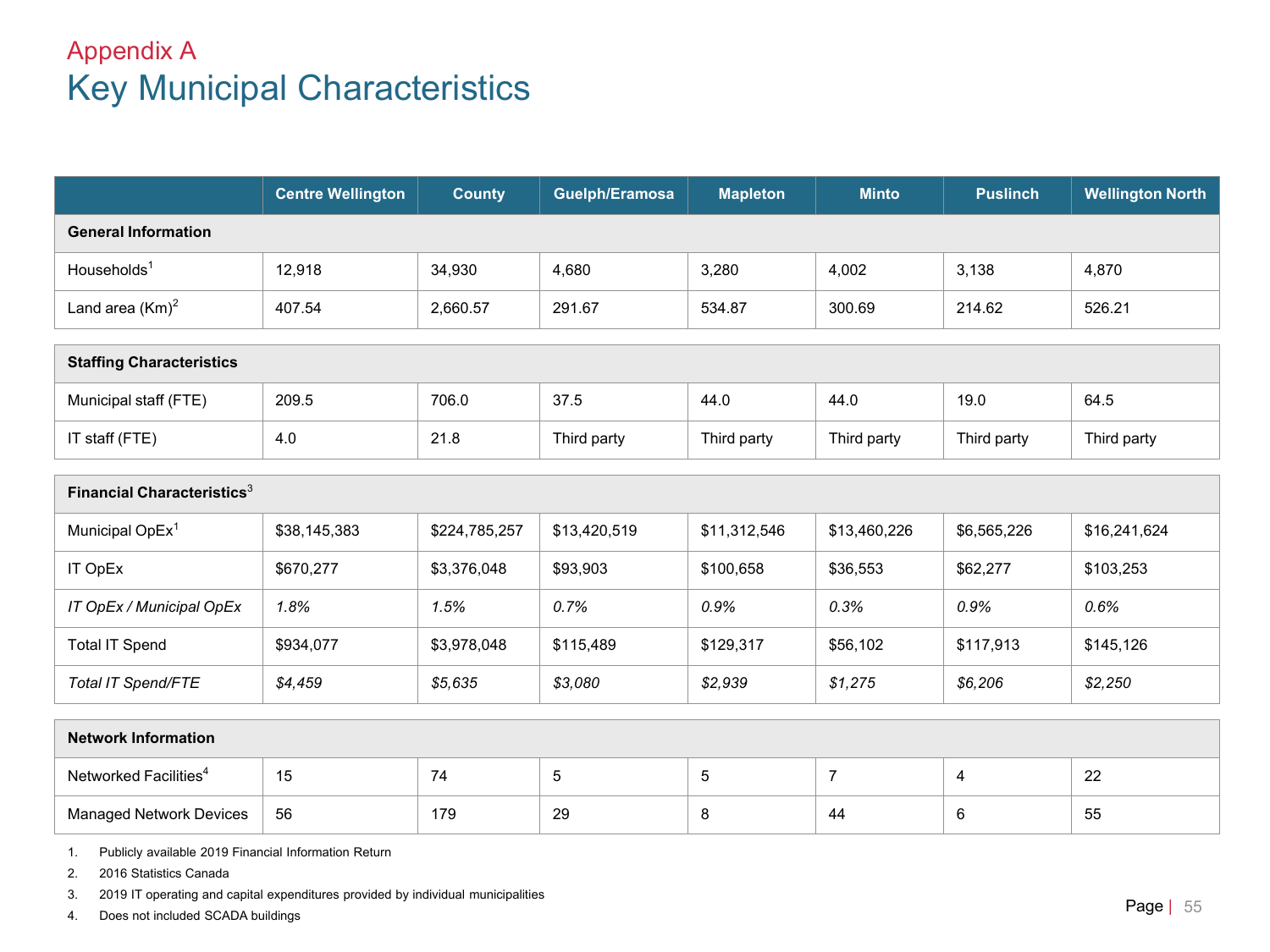## Appendix A

# Key Municipal Characteristics

| | Centre Wellington | County | Guelph/Eramosa | Mapleton | Minto | Puslinch | Wellington North |
|---|---|---|---|---|---|---|---|
| **General Information** | | | | | | | |
| Households[1] | 12,918 | 34,930 | 4,680 | 3,280 | 4,002 | 3,138 | 4,870 |
| Land area (Km)[2] | 407.54 | 2,660.57 | 291.67 | 534.87 | 300.69 | 214.62 | 526.21 |
| **Staffing Characteristics** | | | | | | | |
| Municipal staff (FTE) | 209.5 | 706.0 | 37.5 | 44.0 | 44.0 | 19.0 | 64.5 |
| IT staff (FTE) | 4.0 | 21.8 | Third party | Third party | Third party | Third party | Third party |
| **Financial Characteristics[3]** | | | | | | | |
| Municipal OpEx[1] | $38,145,383 | $224,785,257 | $13,420,519 | $11,312,546 | $13,460,226 | $6,565,226 | $16,241,624 |
| IT OpEx | $670,277 | $3,376,048 | $93,903 | $100,658 | $36,553 | $62,277 | $103,253 |
| *IT OpEx / Municipal OpEx* | *1.8%* | *1.5%* | *0.7%* | *0.9%* | *0.3%* | *0.9%* | *0.6%* |
| Total IT Spend | $934,077 | $3,978,048 | $115,489 | $129,317 | $56,102 | $117,913 | $145,126 |
| *Total IT Spend/FTE* | *$4,459* | *$5,635* | *$3,080* | *$2,939* | *$1,275* | *$6,206* | *$2,250* |
| **Network Information** | | | | | | | |
| Networked Facilities[4] | 15 | 74 | 5 | 5 | 7 | 4 | 22 |
| Managed Network Devices | 56 | 179 | 29 | 8 | 44 | 6 | 55 |

1. Publicly available 2019 Financial Information Return
2. 2016 Statistics Canada
3. 2019 IT operating and capital expenditures provided by individual municipalities
4. Does not included SCADA buildings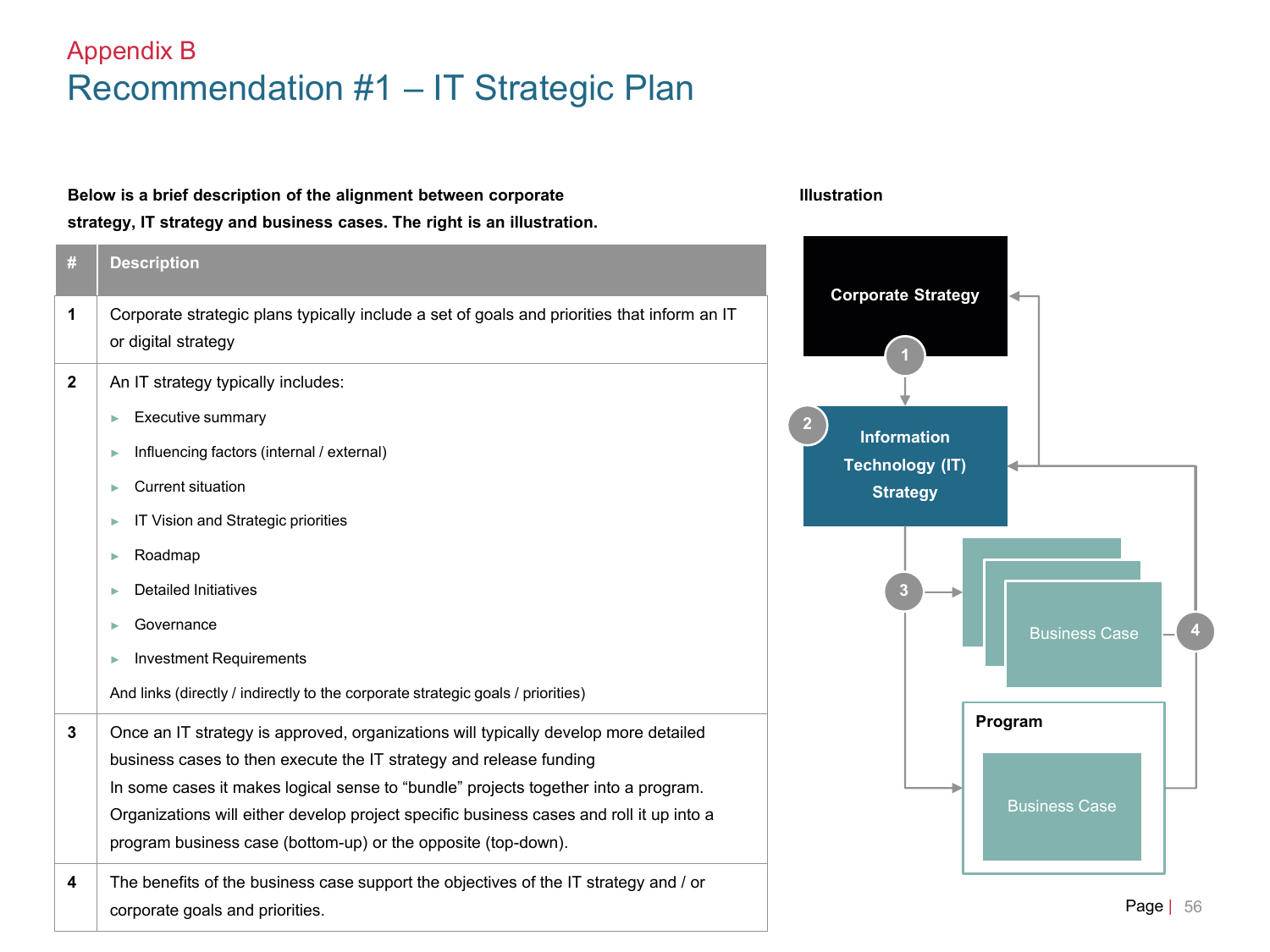Appendix B

# Recommendation #1 – IT Strategic Plan

**Below is a brief description of the alignment between corporate strategy, IT strategy and business cases. The right is an illustration.**

| # | Description |
|---|---|
| 1 | Corporate strategic plans typically include a set of goals and priorities that inform an IT or digital strategy |
| 2 | An IT strategy typically includes:<br>► Executive summary<br>► Influencing factors (internal / external)<br>► Current situation<br>► IT Vision and Strategic priorities<br>► Roadmap<br>► Detailed Initiatives<br>► Governance<br>► Investment Requirements<br>And links (directly / indirectly to the corporate strategic goals / priorities) |
| 3 | Once an IT strategy is approved, organizations will typically develop more detailed business cases to then execute the IT strategy and release funding<br>In some cases it makes logical sense to "bundle" projects together into a program. Organizations will either develop project specific business cases and roll it up into a program business case (bottom-up) or the opposite (top-down). |
| 4 | The benefits of the business case support the objectives of the IT strategy and / or corporate goals and priorities. |

**Illustration**

Corporate Strategy

1

2 Information Technology (IT) Strategy

3

Business Case

4

Program

Business Case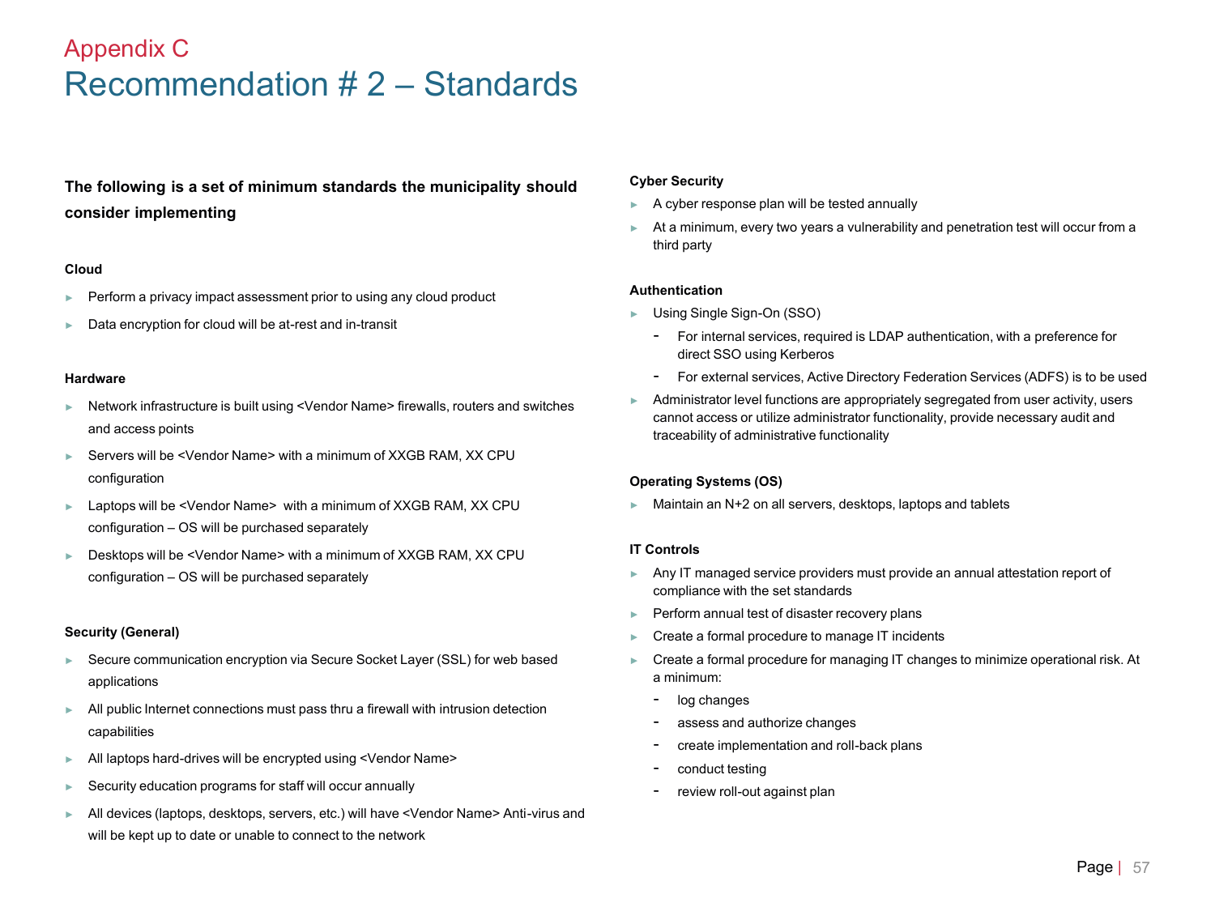## Appendix C

# Recommendation # 2 – Standards

**The following is a set of minimum standards the municipality should consider implementing**

**Cloud**

- Perform a privacy impact assessment prior to using any cloud product
- Data encryption for cloud will be at-rest and in-transit

**Hardware**

- Network infrastructure is built using <Vendor Name> firewalls, routers and switches and access points
- Servers will be <Vendor Name> with a minimum of XXGB RAM, XX CPU configuration
- Laptops will be <Vendor Name> with a minimum of XXGB RAM, XX CPU configuration – OS will be purchased separately
- Desktops will be <Vendor Name> with a minimum of XXGB RAM, XX CPU configuration – OS will be purchased separately

**Security (General)**

- Secure communication encryption via Secure Socket Layer (SSL) for web based applications
- All public Internet connections must pass thru a firewall with intrusion detection capabilities
- All laptops hard-drives will be encrypted using <Vendor Name>
- Security education programs for staff will occur annually
- All devices (laptops, desktops, servers, etc.) will have <Vendor Name> Anti-virus and will be kept up to date or unable to connect to the network

**Cyber Security**

- A cyber response plan will be tested annually
- At a minimum, every two years a vulnerability and penetration test will occur from a third party

**Authentication**

- Using Single Sign-On (SSO)
  - For internal services, required is LDAP authentication, with a preference for direct SSO using Kerberos
  - For external services, Active Directory Federation Services (ADFS) is to be used
- Administrator level functions are appropriately segregated from user activity, users cannot access or utilize administrator functionality, provide necessary audit and traceability of administrative functionality

**Operating Systems (OS)**

- Maintain an N+2 on all servers, desktops, laptops and tablets

**IT Controls**

- Any IT managed service providers must provide an annual attestation report of compliance with the set standards
- Perform annual test of disaster recovery plans
- Create a formal procedure to manage IT incidents
- Create a formal procedure for managing IT changes to minimize operational risk. At a minimum:
  - log changes
  - assess and authorize changes
  - create implementation and roll-back plans
  - conduct testing
  - review roll-out against plan